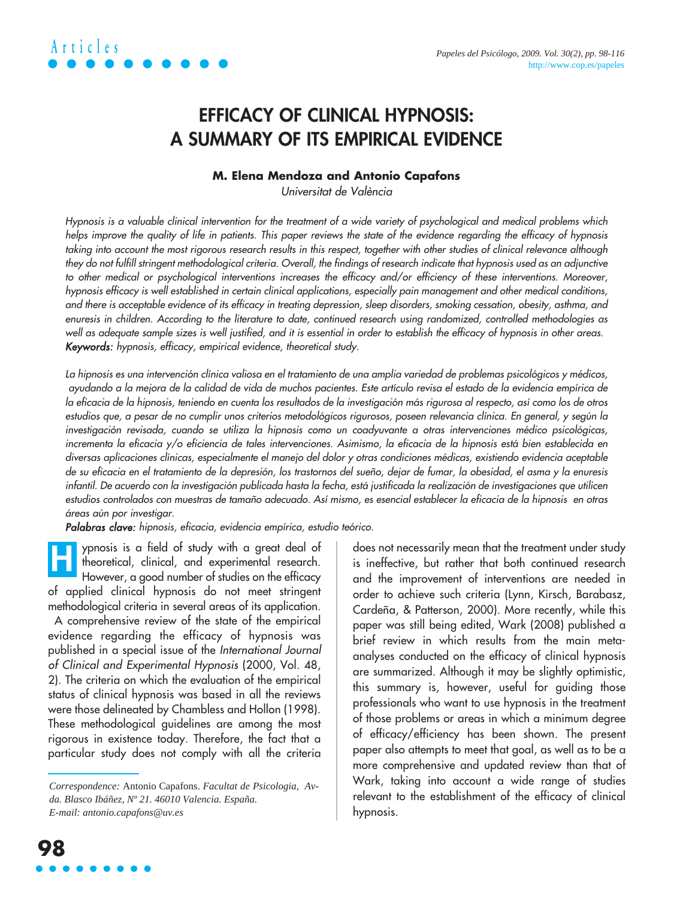# EFFICACY OF CLINICAL HYPNOSIS: A SUMMARY OF ITS EMPIRICAL EVIDENCE

**M. Elena Mendoza and Antonio Capafons**

*Universitat de València*

*Hypnosis is a valuable clinical intervention for the treatment of a wide variety of psychological and medical problems which helps improve the quality of life in patients. This paper reviews the state of the evidence regarding the efficacy of hypnosis taking into account the most rigorous research results in this respect, together with other studies of clinical relevance although they do not fulfill stringent methodological criteria. Overall, the findings of research indicate that hypnosis used as an adjunctive to other medical or psychological interventions increases the efficacy and/or efficiency of these interventions. Moreover, hypnosis efficacy is well established in certain clinical applications, especially pain management and other medical conditions, and there is acceptable evidence of its efficacy in treating depression, sleep disorders, smoking cessation, obesity, asthma, and enuresis in children. According to the literature to date, continued research using randomized, controlled methodologies as well as adequate sample sizes is well justified, and it is essential in order to establish the efficacy of hypnosis in other areas.*

***Keywords:*** *hypnosis, efficacy, empirical evidence, theoretical study.*

*La hipnosis es una intervención clínica valiosa en el tratamiento de una amplia variedad de problemas psicológicos y médicos, ayudando a la mejora de la calidad de vida de muchos pacientes. Este artículo revisa el estado de la evidencia empírica de la eficacia de la hipnosis, teniendo en cuenta los resultados de la investigación más rigurosa al respecto, así como los de otros estudios que, a pesar de no cumplir unos criterios metodológicos rigurosos, poseen relevancia clínica. En general, y según la investigación revisada, cuando se utiliza la hipnosis como un coadyuvante a otras intervenciones médico psicológicas, incrementa la eficacia y/o eficiencia de tales intervenciones. Asimismo, la eficacia de la hipnosis está bien establecida en diversas aplicaciones clínicas, especialmente el manejo del dolor y otras condiciones médicas, existiendo evidencia aceptable de su eficacia en el tratamiento de la depresión, los trastornos del sueño, dejar de fumar, la obesidad, el asma y la enuresis infantil. De acuerdo con la investigación publicada hasta la fecha, está justificada la realización de investigaciones que utilicen estudios controlados con muestras de tamaño adecuado. Así mismo, es esencial establecer la eficacia de la hipnosis en otras áreas aún por investigar.*

***Palabras clave:*** *hipnosis, eficacia, evidencia empírica, estudio teórico.*

Hypnosis is a field of study with a great deal of theoretical, clinical, and experimental research. However, a good number of studies on the efficacy of applied clinical hypnosis do not meet stringent methodological criteria in several areas of its application.

A comprehensive review of the state of the empirical evidence regarding the efficacy of hypnosis was published in a special issue of the *International Journal of Clinical and Experimental Hypnosis* (2000, Vol. 48, 2). The criteria on which the evaluation of the empirical status of clinical hypnosis was based in all the reviews were those delineated by Chambless and Hollon (1998). These methodological guidelines are among the most rigorous in existence today. Therefore, the fact that a particular study does not comply with all the criteria does not necessarily mean that the treatment under study is ineffective, but rather that both continued research and the improvement of interventions are needed in order to achieve such criteria (Lynn, Kirsch, Barabasz, Cardeña, & Patterson, 2000). More recently, while this paper was still being edited, Wark (2008) published a brief review in which results from the main meta-analyses conducted on the efficacy of clinical hypnosis are summarized. Although it may be slightly optimistic, this summary is, however, useful for guiding those professionals who want to use hypnosis in the treatment of those problems or areas in which a minimum degree of efficacy/efficiency has been shown. The present paper also attempts to meet that goal, as well as to be a more comprehensive and updated review than that of Wark, taking into account a wide range of studies relevant to the establishment of the efficacy of clinical hypnosis.

---

*Correspondence:* Antonio Capafons. *Facultat de Psicologia, Avda. Blasco Ibáñez, Nº 21. 46010 Valencia. España. E-mail: antonio.capafons@uv.es*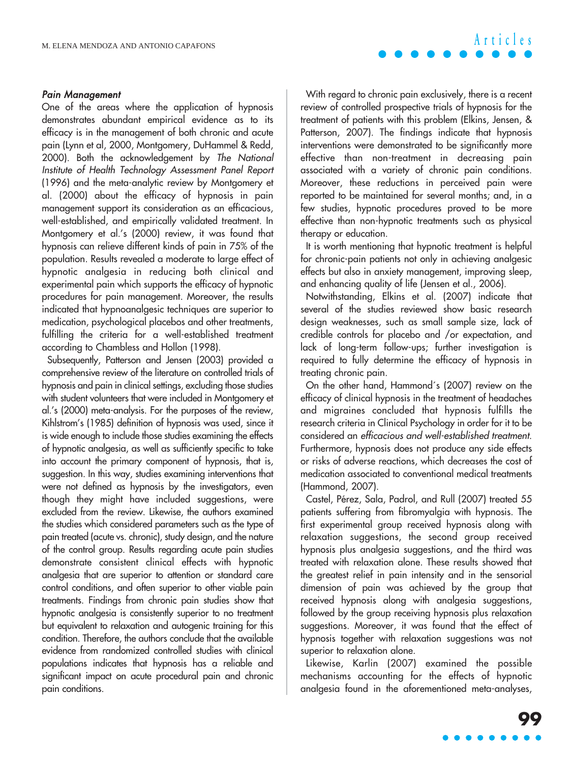#### *Pain Management*

One of the areas where the application of hypnosis demonstrates abundant empirical evidence as to its efficacy is in the management of both chronic and acute pain (Lynn et al, 2000, Montgomery, DuHammel & Redd, 2000). Both the acknowledgement by *The National Institute of Health Technology Assessment Panel Report* (1996) and the meta-analytic review by Montgomery et al. (2000) about the efficacy of hypnosis in pain management support its consideration as an efficacious, well-established, and empirically validated treatment. In Montgomery et al.'s (2000) review, it was found that hypnosis can relieve different kinds of pain in 75% of the population. Results revealed a moderate to large effect of hypnotic analgesia in reducing both clinical and experimental pain which supports the efficacy of hypnotic procedures for pain management. Moreover, the results indicated that hypnoanalgesic techniques are superior to medication, psychological placebos and other treatments, fulfilling the criteria for a well-established treatment according to Chambless and Hollon (1998).

Subsequently, Patterson and Jensen (2003) provided a comprehensive review of the literature on controlled trials of hypnosis and pain in clinical settings, excluding those studies with student volunteers that were included in Montgomery et al.'s (2000) meta-analysis. For the purposes of the review, Kihlstrom's (1985) definition of hypnosis was used, since it is wide enough to include those studies examining the effects of hypnotic analgesia, as well as sufficiently specific to take into account the primary component of hypnosis, that is, suggestion. In this way, studies examining interventions that were not defined as hypnosis by the investigators, even though they might have included suggestions, were excluded from the review. Likewise, the authors examined the studies which considered parameters such as the type of pain treated (acute vs. chronic), study design, and the nature of the control group. Results regarding acute pain studies demonstrate consistent clinical effects with hypnotic analgesia that are superior to attention or standard care control conditions, and often superior to other viable pain treatments. Findings from chronic pain studies show that hypnotic analgesia is consistently superior to no treatment but equivalent to relaxation and autogenic training for this condition. Therefore, the authors conclude that the available evidence from randomized controlled studies with clinical populations indicates that hypnosis has a reliable and significant impact on acute procedural pain and chronic pain conditions.

With regard to chronic pain exclusively, there is a recent review of controlled prospective trials of hypnosis for the treatment of patients with this problem (Elkins, Jensen, & Patterson, 2007). The findings indicate that hypnosis interventions were demonstrated to be significantly more effective than non-treatment in decreasing pain associated with a variety of chronic pain conditions. Moreover, these reductions in perceived pain were reported to be maintained for several months; and, in a few studies, hypnotic procedures proved to be more effective than non-hypnotic treatments such as physical therapy or education.

It is worth mentioning that hypnotic treatment is helpful for chronic-pain patients not only in achieving analgesic effects but also in anxiety management, improving sleep, and enhancing quality of life (Jensen et al., 2006).

Notwithstanding, Elkins et al. (2007) indicate that several of the studies reviewed show basic research design weaknesses, such as small sample size, lack of credible controls for placebo and /or expectation, and lack of long-term follow-ups; further investigation is required to fully determine the efficacy of hypnosis in treating chronic pain.

On the other hand, Hammond´s (2007) review on the efficacy of clinical hypnosis in the treatment of headaches and migraines concluded that hypnosis fulfills the research criteria in Clinical Psychology in order for it to be considered an *efficacious and well-established treatment.* Furthermore, hypnosis does not produce any side effects or risks of adverse reactions, which decreases the cost of medication associated to conventional medical treatments (Hammond, 2007).

Castel, Pérez, Sala, Padrol, and Rull (2007) treated 55 patients suffering from fibromyalgia with hypnosis. The first experimental group received hypnosis along with relaxation suggestions, the second group received hypnosis plus analgesia suggestions, and the third was treated with relaxation alone. These results showed that the greatest relief in pain intensity and in the sensorial dimension of pain was achieved by the group that received hypnosis along with analgesia suggestions, followed by the group receiving hypnosis plus relaxation suggestions. Moreover, it was found that the effect of hypnosis together with relaxation suggestions was not superior to relaxation alone.

Likewise, Karlin (2007) examined the possible mechanisms accounting for the effects of hypnotic analgesia found in the aforementioned meta-analyses,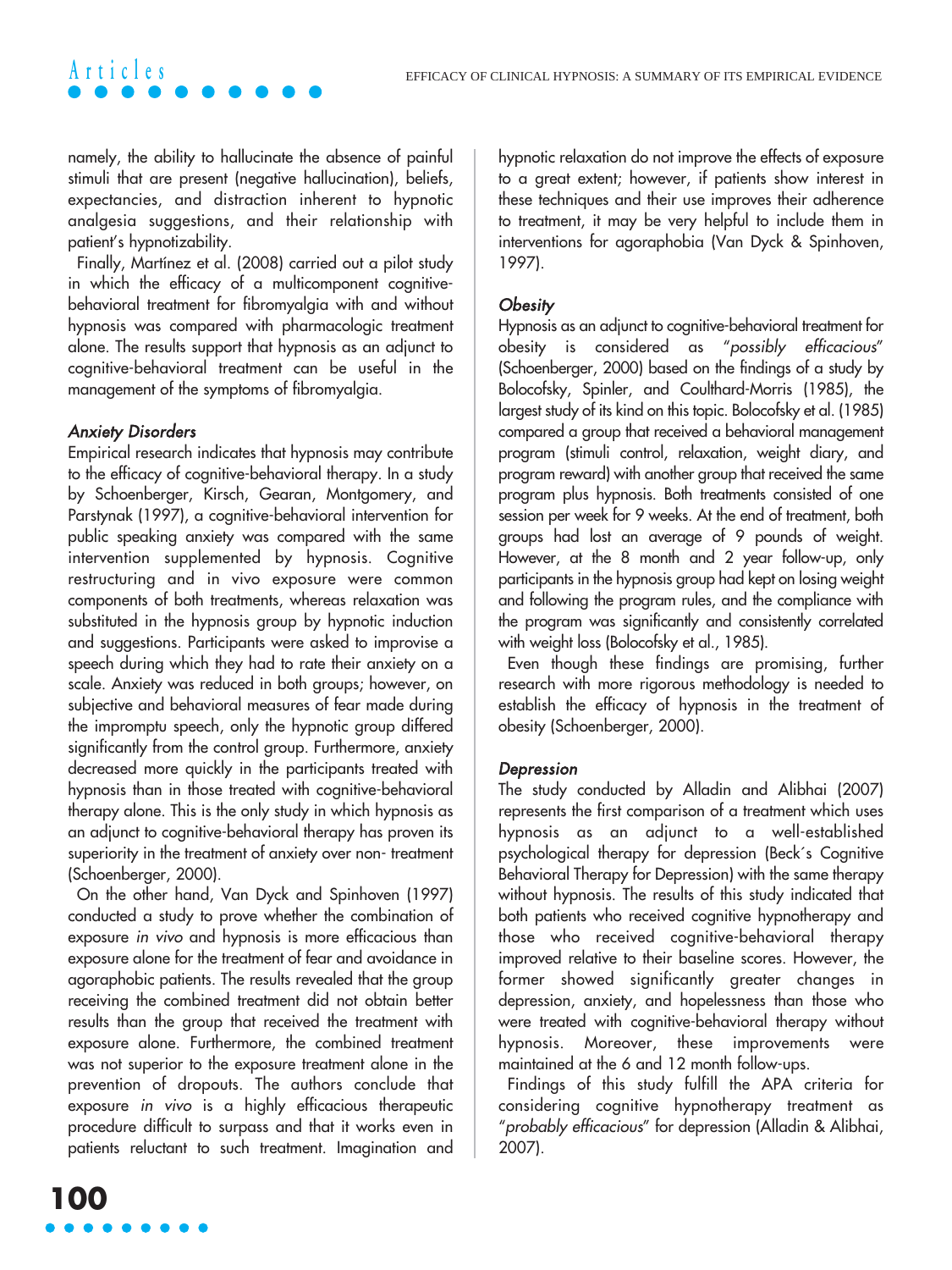namely, the ability to hallucinate the absence of painful stimuli that are present (negative hallucination), beliefs, expectancies, and distraction inherent to hypnotic analgesia suggestions, and their relationship with patient's hypnotizability.

Finally, Martínez et al. (2008) carried out a pilot study in which the efficacy of a multicomponent cognitive-behavioral treatment for fibromyalgia with and without hypnosis was compared with pharmacologic treatment alone. The results support that hypnosis as an adjunct to cognitive-behavioral treatment can be useful in the management of the symptoms of fibromyalgia.

### *Anxiety Disorders*

Empirical research indicates that hypnosis may contribute to the efficacy of cognitive-behavioral therapy. In a study by Schoenberger, Kirsch, Gearan, Montgomery, and Parstynak (1997), a cognitive-behavioral intervention for public speaking anxiety was compared with the same intervention supplemented by hypnosis. Cognitive restructuring and in vivo exposure were common components of both treatments, whereas relaxation was substituted in the hypnosis group by hypnotic induction and suggestions. Participants were asked to improvise a speech during which they had to rate their anxiety on a scale. Anxiety was reduced in both groups; however, on subjective and behavioral measures of fear made during the impromptu speech, only the hypnotic group differed significantly from the control group. Furthermore, anxiety decreased more quickly in the participants treated with hypnosis than in those treated with cognitive-behavioral therapy alone. This is the only study in which hypnosis as an adjunct to cognitive-behavioral therapy has proven its superiority in the treatment of anxiety over non- treatment (Schoenberger, 2000).

On the other hand, Van Dyck and Spinhoven (1997) conducted a study to prove whether the combination of exposure *in vivo* and hypnosis is more efficacious than exposure alone for the treatment of fear and avoidance in agoraphobic patients. The results revealed that the group receiving the combined treatment did not obtain better results than the group that received the treatment with exposure alone. Furthermore, the combined treatment was not superior to the exposure treatment alone in the prevention of dropouts. The authors conclude that exposure *in vivo* is a highly efficacious therapeutic procedure difficult to surpass and that it works even in patients reluctant to such treatment. Imagination and hypnotic relaxation do not improve the effects of exposure to a great extent; however, if patients show interest in these techniques and their use improves their adherence to treatment, it may be very helpful to include them in interventions for agoraphobia (Van Dyck & Spinhoven, 1997).

### *Obesity*

Hypnosis as an adjunct to cognitive-behavioral treatment for obesity is considered as "*possibly efficacious*" (Schoenberger, 2000) based on the findings of a study by Bolocofsky, Spinler, and Coulthard-Morris (1985), the largest study of its kind on this topic. Bolocofsky et al. (1985) compared a group that received a behavioral management program (stimuli control, relaxation, weight diary, and program reward) with another group that received the same program plus hypnosis. Both treatments consisted of one session per week for 9 weeks. At the end of treatment, both groups had lost an average of 9 pounds of weight. However, at the 8 month and 2 year follow-up, only participants in the hypnosis group had kept on losing weight and following the program rules, and the compliance with the program was significantly and consistently correlated with weight loss (Bolocofsky et al., 1985).

Even though these findings are promising, further research with more rigorous methodology is needed to establish the efficacy of hypnosis in the treatment of obesity (Schoenberger, 2000).

### *Depression*

The study conducted by Alladin and Alibhai (2007) represents the first comparison of a treatment which uses hypnosis as an adjunct to a well-established psychological therapy for depression (Beck´s Cognitive Behavioral Therapy for Depression) with the same therapy without hypnosis. The results of this study indicated that both patients who received cognitive hypnotherapy and those who received cognitive-behavioral therapy improved relative to their baseline scores. However, the former showed significantly greater changes in depression, anxiety, and hopelessness than those who were treated with cognitive-behavioral therapy without hypnosis. Moreover, these improvements were maintained at the 6 and 12 month follow-ups.

Findings of this study fulfill the APA criteria for considering cognitive hypnotherapy treatment as "*probably efficacious*" for depression (Alladin & Alibhai, 2007).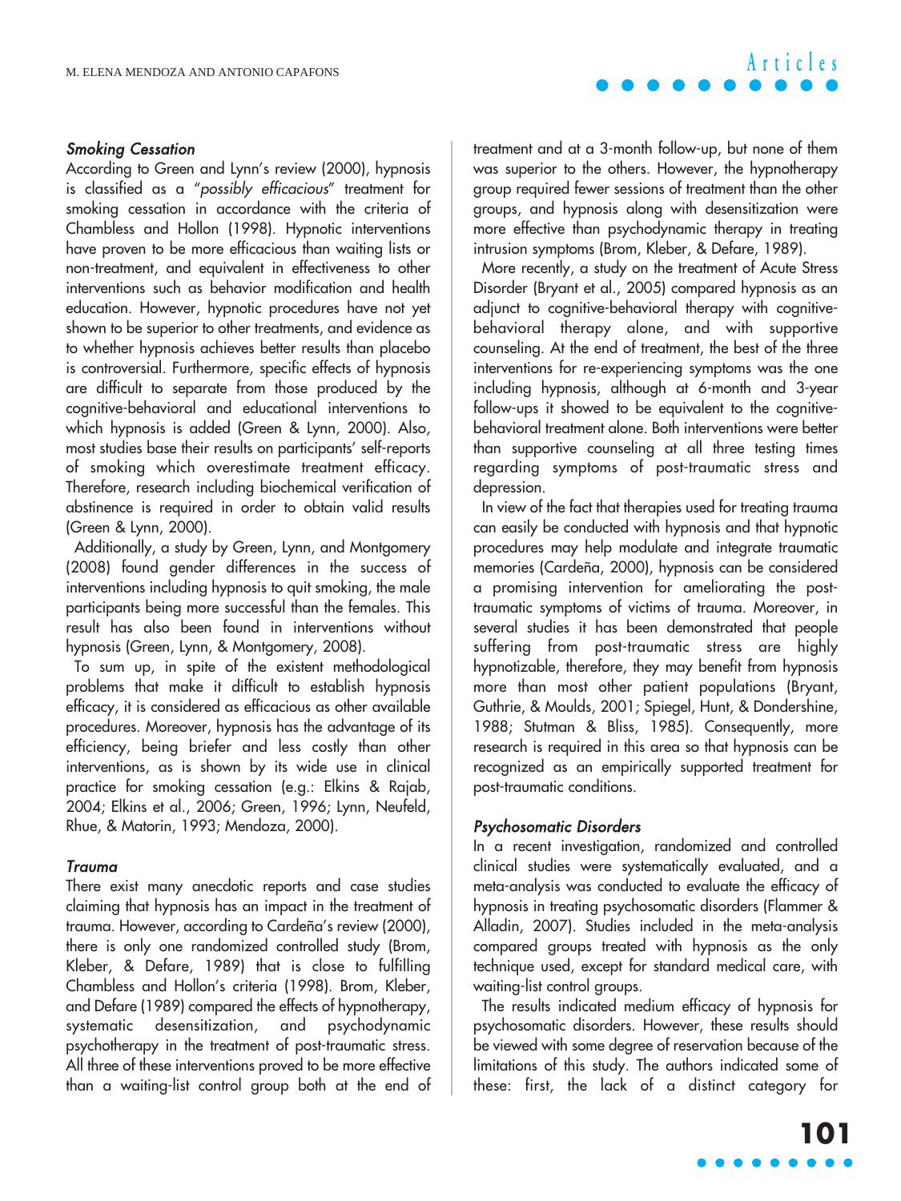### *Smoking Cessation*

According to Green and Lynn's review (2000), hypnosis is classified as a "*possibly efficacious*" treatment for smoking cessation in accordance with the criteria of Chambless and Hollon (1998). Hypnotic interventions have proven to be more efficacious than waiting lists or non-treatment, and equivalent in effectiveness to other interventions such as behavior modification and health education. However, hypnotic procedures have not yet shown to be superior to other treatments, and evidence as to whether hypnosis achieves better results than placebo is controversial. Furthermore, specific effects of hypnosis are difficult to separate from those produced by the cognitive-behavioral and educational interventions to which hypnosis is added (Green & Lynn, 2000). Also, most studies base their results on participants' self-reports of smoking which overestimate treatment efficacy. Therefore, research including biochemical verification of abstinence is required in order to obtain valid results (Green & Lynn, 2000).

Additionally, a study by Green, Lynn, and Montgomery (2008) found gender differences in the success of interventions including hypnosis to quit smoking, the male participants being more successful than the females. This result has also been found in interventions without hypnosis (Green, Lynn, & Montgomery, 2008).

To sum up, in spite of the existent methodological problems that make it difficult to establish hypnosis efficacy, it is considered as efficacious as other available procedures. Moreover, hypnosis has the advantage of its efficiency, being briefer and less costly than other interventions, as is shown by its wide use in clinical practice for smoking cessation (e.g.: Elkins & Rajab, 2004; Elkins et al., 2006; Green, 1996; Lynn, Neufeld, Rhue, & Matorin, 1993; Mendoza, 2000).

### *Trauma*

There exist many anecdotic reports and case studies claiming that hypnosis has an impact in the treatment of trauma. However, according to Cardeña's review (2000), there is only one randomized controlled study (Brom, Kleber, & Defare, 1989) that is close to fulfilling Chambless and Hollon's criteria (1998). Brom, Kleber, and Defare (1989) compared the effects of hypnotherapy, systematic desensitization, and psychodynamic psychotherapy in the treatment of post-traumatic stress. All three of these interventions proved to be more effective than a waiting-list control group both at the end of treatment and at a 3-month follow-up, but none of them was superior to the others. However, the hypnotherapy group required fewer sessions of treatment than the other groups, and hypnosis along with desensitization were more effective than psychodynamic therapy in treating intrusion symptoms (Brom, Kleber, & Defare, 1989).

More recently, a study on the treatment of Acute Stress Disorder (Bryant et al., 2005) compared hypnosis as an adjunct to cognitive-behavioral therapy with cognitive-behavioral therapy alone, and with supportive counseling. At the end of treatment, the best of the three interventions for re-experiencing symptoms was the one including hypnosis, although at 6-month and 3-year follow-ups it showed to be equivalent to the cognitive-behavioral treatment alone. Both interventions were better than supportive counseling at all three testing times regarding symptoms of post-traumatic stress and depression.

In view of the fact that therapies used for treating trauma can easily be conducted with hypnosis and that hypnotic procedures may help modulate and integrate traumatic memories (Cardeña, 2000), hypnosis can be considered a promising intervention for ameliorating the post-traumatic symptoms of victims of trauma. Moreover, in several studies it has been demonstrated that people suffering from post-traumatic stress are highly hypnotizable, therefore, they may benefit from hypnosis more than most other patient populations (Bryant, Guthrie, & Moulds, 2001; Spiegel, Hunt, & Dondershine, 1988; Stutman & Bliss, 1985). Consequently, more research is required in this area so that hypnosis can be recognized as an empirically supported treatment for post-traumatic conditions.

### *Psychosomatic Disorders*

In a recent investigation, randomized and controlled clinical studies were systematically evaluated, and a meta-analysis was conducted to evaluate the efficacy of hypnosis in treating psychosomatic disorders (Flammer & Alladin, 2007). Studies included in the meta-analysis compared groups treated with hypnosis as the only technique used, except for standard medical care, with waiting-list control groups.

The results indicated medium efficacy of hypnosis for psychosomatic disorders. However, these results should be viewed with some degree of reservation because of the limitations of this study. The authors indicated some of these: first, the lack of a distinct category for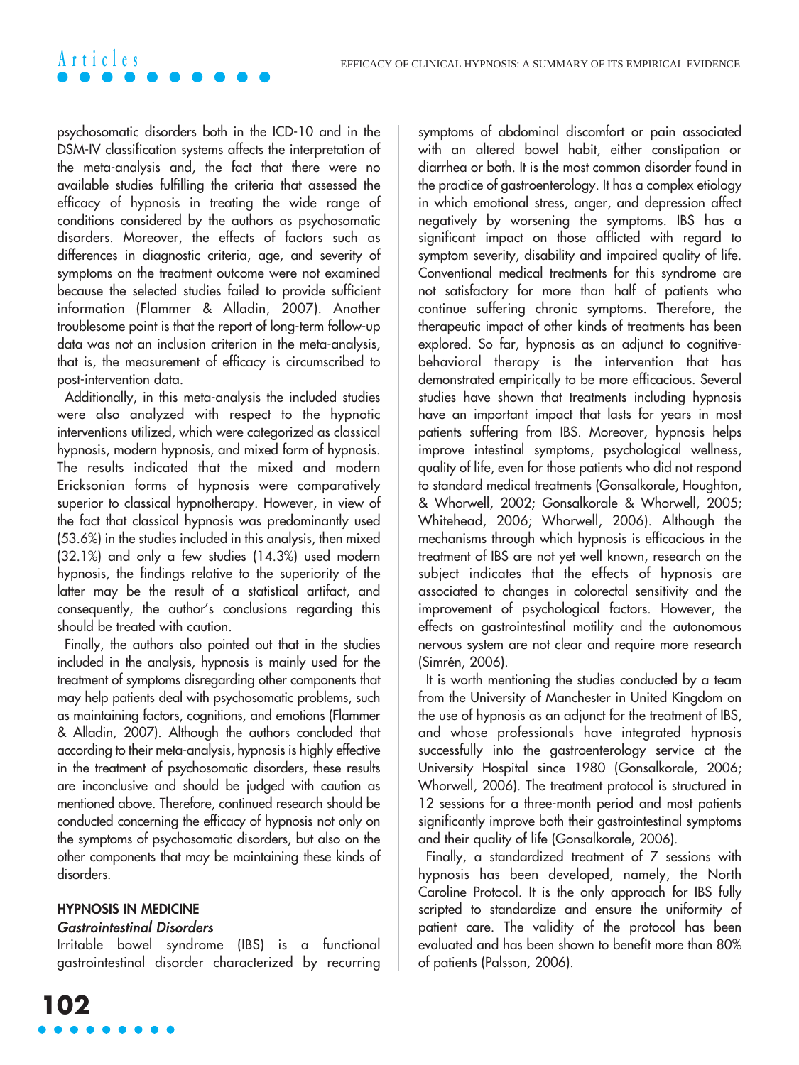psychosomatic disorders both in the ICD-10 and in the DSM-IV classification systems affects the interpretation of the meta-analysis and, the fact that there were no available studies fulfilling the criteria that assessed the efficacy of hypnosis in treating the wide range of conditions considered by the authors as psychosomatic disorders. Moreover, the effects of factors such as differences in diagnostic criteria, age, and severity of symptoms on the treatment outcome were not examined because the selected studies failed to provide sufficient information (Flammer & Alladin, 2007). Another troublesome point is that the report of long-term follow-up data was not an inclusion criterion in the meta-analysis, that is, the measurement of efficacy is circumscribed to post-intervention data.

Additionally, in this meta-analysis the included studies were also analyzed with respect to the hypnotic interventions utilized, which were categorized as classical hypnosis, modern hypnosis, and mixed form of hypnosis. The results indicated that the mixed and modern Ericksonian forms of hypnosis were comparatively superior to classical hypnotherapy. However, in view of the fact that classical hypnosis was predominantly used (53.6%) in the studies included in this analysis, then mixed (32.1%) and only a few studies (14.3%) used modern hypnosis, the findings relative to the superiority of the latter may be the result of a statistical artifact, and consequently, the author's conclusions regarding this should be treated with caution.

Finally, the authors also pointed out that in the studies included in the analysis, hypnosis is mainly used for the treatment of symptoms disregarding other components that may help patients deal with psychosomatic problems, such as maintaining factors, cognitions, and emotions (Flammer & Alladin, 2007). Although the authors concluded that according to their meta-analysis, hypnosis is highly effective in the treatment of psychosomatic disorders, these results are inconclusive and should be judged with caution as mentioned above. Therefore, continued research should be conducted concerning the efficacy of hypnosis not only on the symptoms of psychosomatic disorders, but also on the other components that may be maintaining these kinds of disorders.

## HYPNOSIS IN MEDICINE

### *Gastrointestinal Disorders*

Irritable bowel syndrome (IBS) is a functional gastrointestinal disorder characterized by recurring symptoms of abdominal discomfort or pain associated with an altered bowel habit, either constipation or diarrhea or both. It is the most common disorder found in the practice of gastroenterology. It has a complex etiology in which emotional stress, anger, and depression affect negatively by worsening the symptoms. IBS has a significant impact on those afflicted with regard to symptom severity, disability and impaired quality of life. Conventional medical treatments for this syndrome are not satisfactory for more than half of patients who continue suffering chronic symptoms. Therefore, the therapeutic impact of other kinds of treatments has been explored. So far, hypnosis as an adjunct to cognitive-behavioral therapy is the intervention that has demonstrated empirically to be more efficacious. Several studies have shown that treatments including hypnosis have an important impact that lasts for years in most patients suffering from IBS. Moreover, hypnosis helps improve intestinal symptoms, psychological wellness, quality of life, even for those patients who did not respond to standard medical treatments (Gonsalkorale, Houghton, & Whorwell, 2002; Gonsalkorale & Whorwell, 2005; Whitehead, 2006; Whorwell, 2006). Although the mechanisms through which hypnosis is efficacious in the treatment of IBS are not yet well known, research on the subject indicates that the effects of hypnosis are associated to changes in colorectal sensitivity and the improvement of psychological factors. However, the effects on gastrointestinal motility and the autonomous nervous system are not clear and require more research (Simrén, 2006).

It is worth mentioning the studies conducted by a team from the University of Manchester in United Kingdom on the use of hypnosis as an adjunct for the treatment of IBS, and whose professionals have integrated hypnosis successfully into the gastroenterology service at the University Hospital since 1980 (Gonsalkorale, 2006; Whorwell, 2006). The treatment protocol is structured in 12 sessions for a three-month period and most patients significantly improve both their gastrointestinal symptoms and their quality of life (Gonsalkorale, 2006).

Finally, a standardized treatment of 7 sessions with hypnosis has been developed, namely, the North Caroline Protocol. It is the only approach for IBS fully scripted to standardize and ensure the uniformity of patient care. The validity of the protocol has been evaluated and has been shown to benefit more than 80% of patients (Palsson, 2006).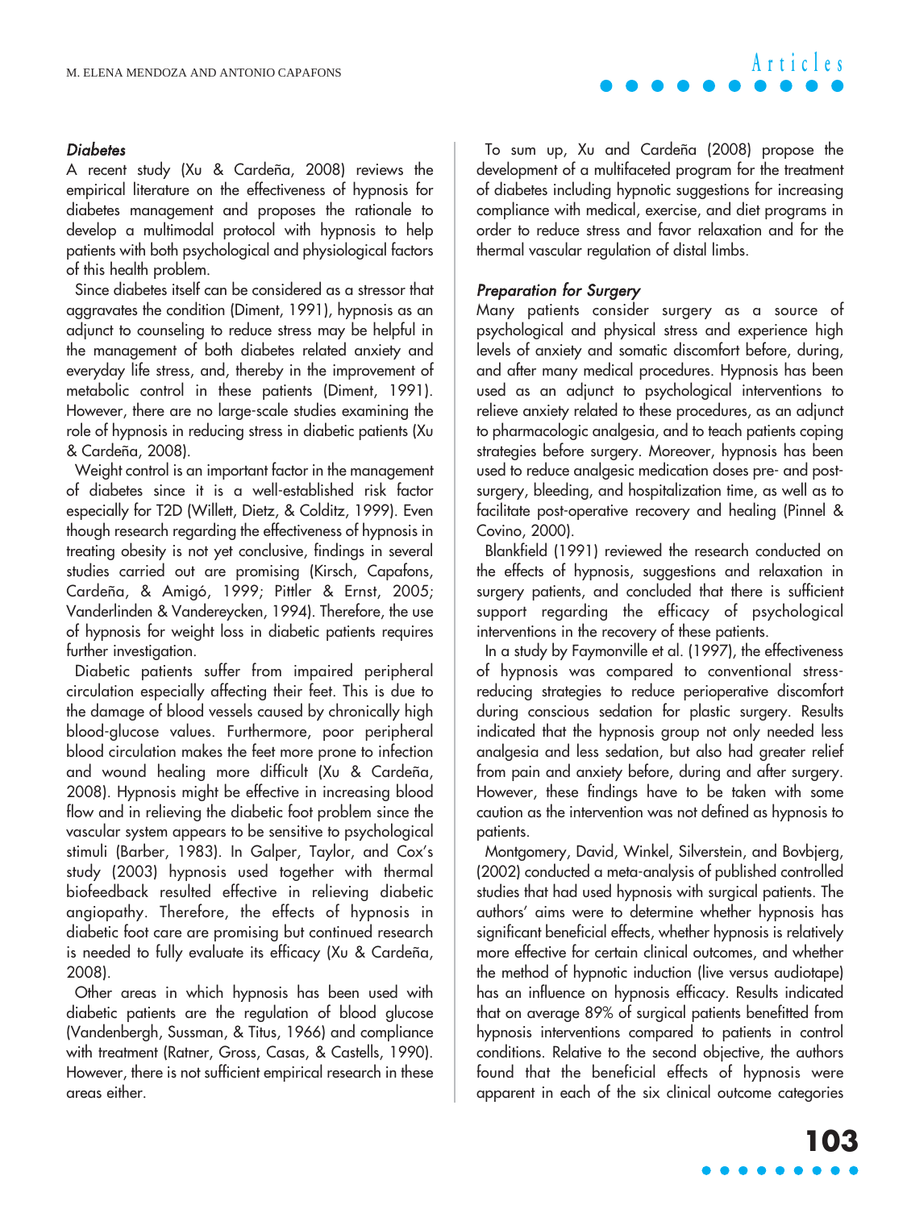### *Diabetes*

A recent study (Xu & Cardeña, 2008) reviews the empirical literature on the effectiveness of hypnosis for diabetes management and proposes the rationale to develop a multimodal protocol with hypnosis to help patients with both psychological and physiological factors of this health problem.

Since diabetes itself can be considered as a stressor that aggravates the condition (Diment, 1991), hypnosis as an adjunct to counseling to reduce stress may be helpful in the management of both diabetes related anxiety and everyday life stress, and, thereby in the improvement of metabolic control in these patients (Diment, 1991). However, there are no large-scale studies examining the role of hypnosis in reducing stress in diabetic patients (Xu & Cardeña, 2008).

Weight control is an important factor in the management of diabetes since it is a well-established risk factor especially for T2D (Willett, Dietz, & Colditz, 1999). Even though research regarding the effectiveness of hypnosis in treating obesity is not yet conclusive, findings in several studies carried out are promising (Kirsch, Capafons, Cardeña, & Amigó, 1999; Pittler & Ernst, 2005; Vanderlinden & Vandereycken, 1994). Therefore, the use of hypnosis for weight loss in diabetic patients requires further investigation.

Diabetic patients suffer from impaired peripheral circulation especially affecting their feet. This is due to the damage of blood vessels caused by chronically high blood-glucose values. Furthermore, poor peripheral blood circulation makes the feet more prone to infection and wound healing more difficult (Xu & Cardeña, 2008). Hypnosis might be effective in increasing blood flow and in relieving the diabetic foot problem since the vascular system appears to be sensitive to psychological stimuli (Barber, 1983). In Galper, Taylor, and Cox's study (2003) hypnosis used together with thermal biofeedback resulted effective in relieving diabetic angiopathy. Therefore, the effects of hypnosis in diabetic foot care are promising but continued research is needed to fully evaluate its efficacy (Xu & Cardeña, 2008).

Other areas in which hypnosis has been used with diabetic patients are the regulation of blood glucose (Vandenbergh, Sussman, & Titus, 1966) and compliance with treatment (Ratner, Gross, Casas, & Castells, 1990). However, there is not sufficient empirical research in these areas either.

To sum up, Xu and Cardeña (2008) propose the development of a multifaceted program for the treatment of diabetes including hypnotic suggestions for increasing compliance with medical, exercise, and diet programs in order to reduce stress and favor relaxation and for the thermal vascular regulation of distal limbs.

### *Preparation for Surgery*

Many patients consider surgery as a source of psychological and physical stress and experience high levels of anxiety and somatic discomfort before, during, and after many medical procedures. Hypnosis has been used as an adjunct to psychological interventions to relieve anxiety related to these procedures, as an adjunct to pharmacologic analgesia, and to teach patients coping strategies before surgery. Moreover, hypnosis has been used to reduce analgesic medication doses pre- and post-surgery, bleeding, and hospitalization time, as well as to facilitate post-operative recovery and healing (Pinnel & Covino, 2000).

Blankfield (1991) reviewed the research conducted on the effects of hypnosis, suggestions and relaxation in surgery patients, and concluded that there is sufficient support regarding the efficacy of psychological interventions in the recovery of these patients.

In a study by Faymonville et al. (1997), the effectiveness of hypnosis was compared to conventional stress-reducing strategies to reduce perioperative discomfort during conscious sedation for plastic surgery. Results indicated that the hypnosis group not only needed less analgesia and less sedation, but also had greater relief from pain and anxiety before, during and after surgery. However, these findings have to be taken with some caution as the intervention was not defined as hypnosis to patients.

Montgomery, David, Winkel, Silverstein, and Bovbjerg, (2002) conducted a meta-analysis of published controlled studies that had used hypnosis with surgical patients. The authors' aims were to determine whether hypnosis has significant beneficial effects, whether hypnosis is relatively more effective for certain clinical outcomes, and whether the method of hypnotic induction (live versus audiotape) has an influence on hypnosis efficacy. Results indicated that on average 89% of surgical patients benefitted from hypnosis interventions compared to patients in control conditions. Relative to the second objective, the authors found that the beneficial effects of hypnosis were apparent in each of the six clinical outcome categories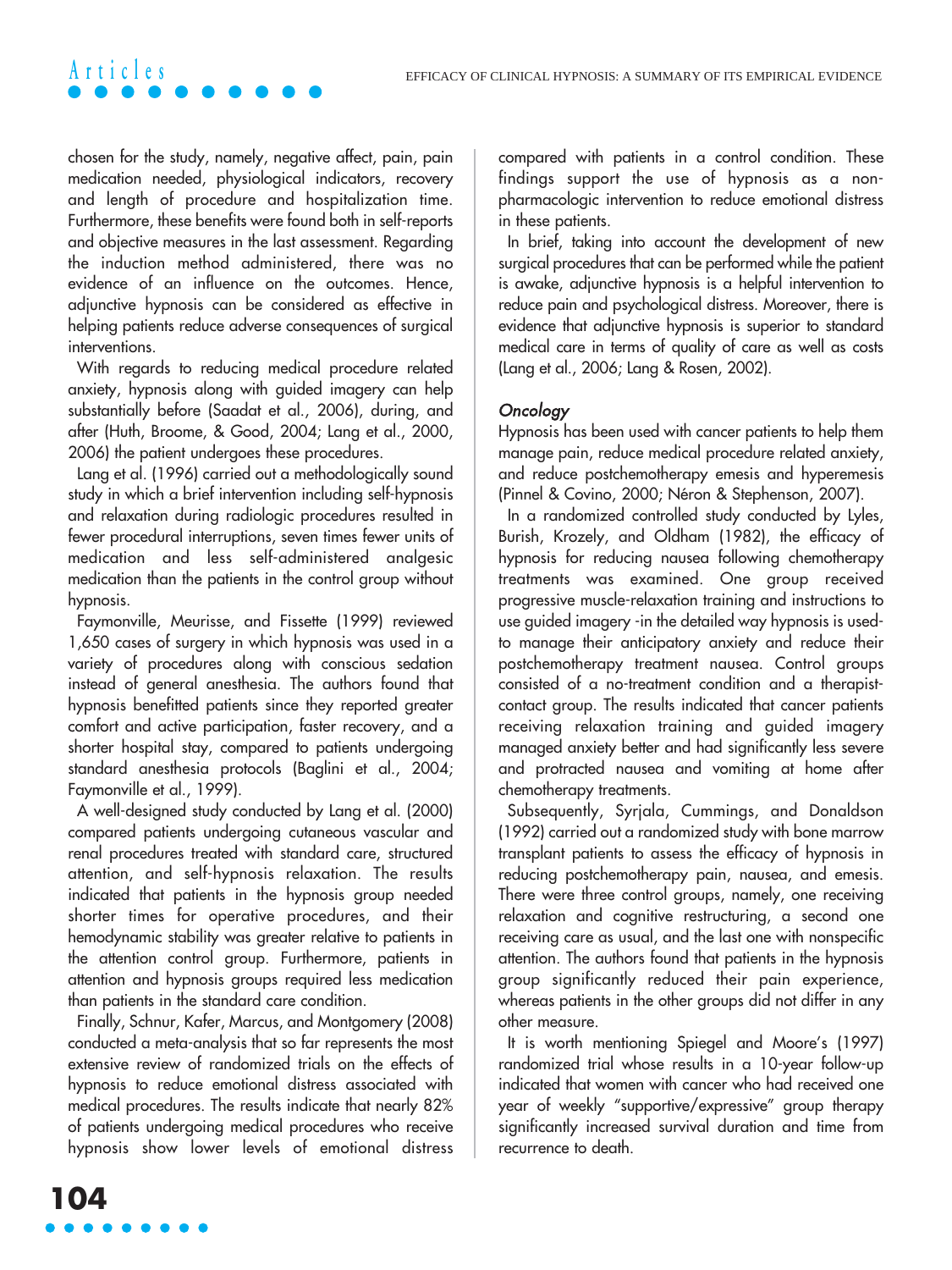chosen for the study, namely, negative affect, pain, pain medication needed, physiological indicators, recovery and length of procedure and hospitalization time. Furthermore, these benefits were found both in self-reports and objective measures in the last assessment. Regarding the induction method administered, there was no evidence of an influence on the outcomes. Hence, adjunctive hypnosis can be considered as effective in helping patients reduce adverse consequences of surgical interventions.

With regards to reducing medical procedure related anxiety, hypnosis along with guided imagery can help substantially before (Saadat et al., 2006), during, and after (Huth, Broome, & Good, 2004; Lang et al., 2000, 2006) the patient undergoes these procedures.

Lang et al. (1996) carried out a methodologically sound study in which a brief intervention including self-hypnosis and relaxation during radiologic procedures resulted in fewer procedural interruptions, seven times fewer units of medication and less self-administered analgesic medication than the patients in the control group without hypnosis.

Faymonville, Meurisse, and Fissette (1999) reviewed 1,650 cases of surgery in which hypnosis was used in a variety of procedures along with conscious sedation instead of general anesthesia. The authors found that hypnosis benefitted patients since they reported greater comfort and active participation, faster recovery, and a shorter hospital stay, compared to patients undergoing standard anesthesia protocols (Baglini et al., 2004; Faymonville et al., 1999).

A well-designed study conducted by Lang et al. (2000) compared patients undergoing cutaneous vascular and renal procedures treated with standard care, structured attention, and self-hypnosis relaxation. The results indicated that patients in the hypnosis group needed shorter times for operative procedures, and their hemodynamic stability was greater relative to patients in the attention control group. Furthermore, patients in attention and hypnosis groups required less medication than patients in the standard care condition.

Finally, Schnur, Kafer, Marcus, and Montgomery (2008) conducted a meta-analysis that so far represents the most extensive review of randomized trials on the effects of hypnosis to reduce emotional distress associated with medical procedures. The results indicate that nearly 82% of patients undergoing medical procedures who receive hypnosis show lower levels of emotional distress compared with patients in a control condition. These findings support the use of hypnosis as a non-pharmacologic intervention to reduce emotional distress in these patients.

In brief, taking into account the development of new surgical procedures that can be performed while the patient is awake, adjunctive hypnosis is a helpful intervention to reduce pain and psychological distress. Moreover, there is evidence that adjunctive hypnosis is superior to standard medical care in terms of quality of care as well as costs (Lang et al., 2006; Lang & Rosen, 2002).

### *Oncology*

Hypnosis has been used with cancer patients to help them manage pain, reduce medical procedure related anxiety, and reduce postchemotherapy emesis and hyperemesis (Pinnel & Covino, 2000; Néron & Stephenson, 2007).

In a randomized controlled study conducted by Lyles, Burish, Krozely, and Oldham (1982), the efficacy of hypnosis for reducing nausea following chemotherapy treatments was examined. One group received progressive muscle-relaxation training and instructions to use guided imagery -in the detailed way hypnosis is used- to manage their anticipatory anxiety and reduce their postchemotherapy treatment nausea. Control groups consisted of a no-treatment condition and a therapist-contact group. The results indicated that cancer patients receiving relaxation training and guided imagery managed anxiety better and had significantly less severe and protracted nausea and vomiting at home after chemotherapy treatments.

Subsequently, Syrjala, Cummings, and Donaldson (1992) carried out a randomized study with bone marrow transplant patients to assess the efficacy of hypnosis in reducing postchemotherapy pain, nausea, and emesis. There were three control groups, namely, one receiving relaxation and cognitive restructuring, a second one receiving care as usual, and the last one with nonspecific attention. The authors found that patients in the hypnosis group significantly reduced their pain experience, whereas patients in the other groups did not differ in any other measure.

It is worth mentioning Spiegel and Moore's (1997) randomized trial whose results in a 10-year follow-up indicated that women with cancer who had received one year of weekly "supportive/expressive" group therapy significantly increased survival duration and time from recurrence to death.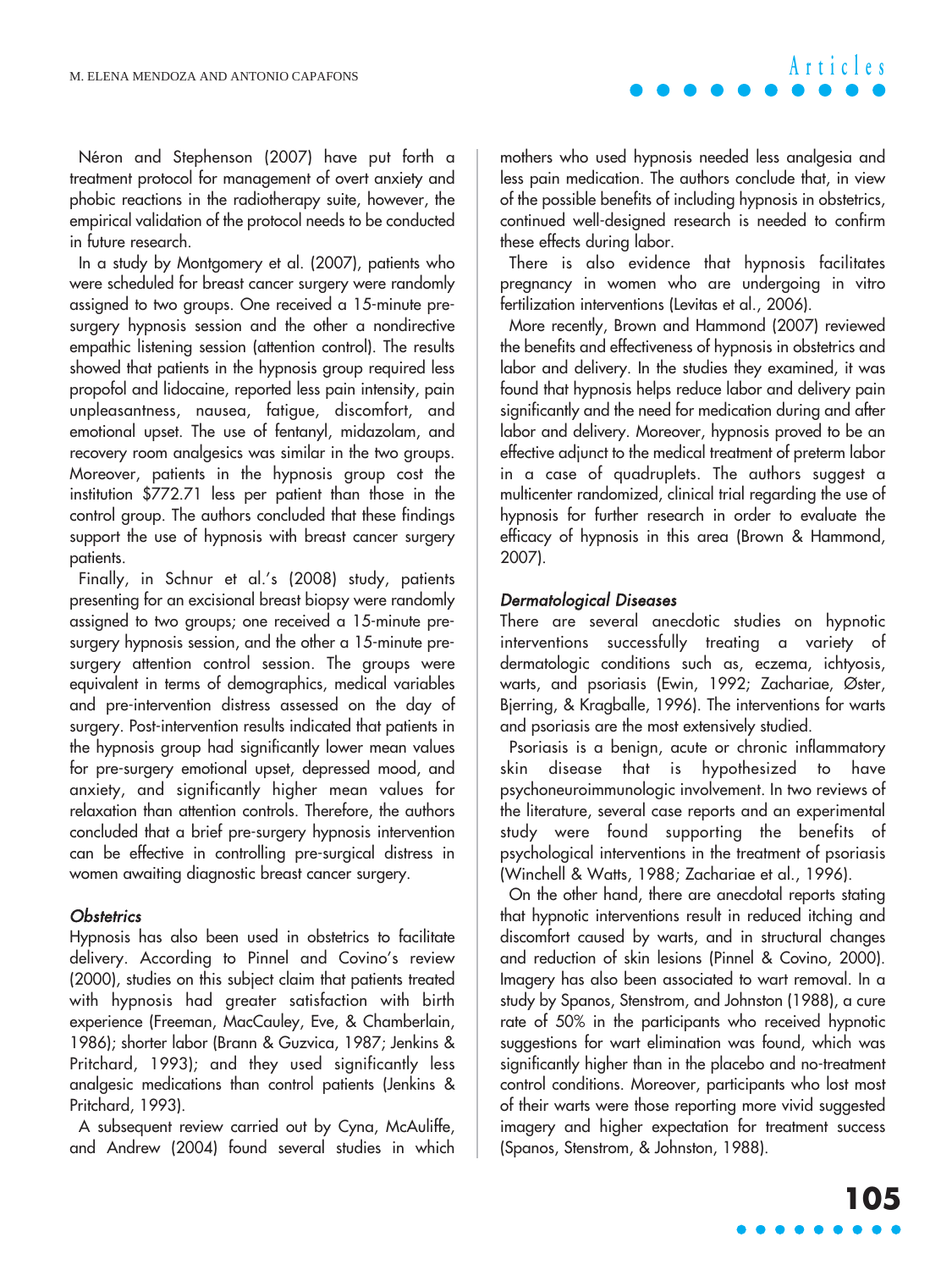Néron and Stephenson (2007) have put forth a treatment protocol for management of overt anxiety and phobic reactions in the radiotherapy suite, however, the empirical validation of the protocol needs to be conducted in future research.

In a study by Montgomery et al. (2007), patients who were scheduled for breast cancer surgery were randomly assigned to two groups. One received a 15-minute pre-surgery hypnosis session and the other a nondirective empathic listening session (attention control). The results showed that patients in the hypnosis group required less propofol and lidocaine, reported less pain intensity, pain unpleasantness, nausea, fatigue, discomfort, and emotional upset. The use of fentanyl, midazolam, and recovery room analgesics was similar in the two groups. Moreover, patients in the hypnosis group cost the institution $772.71 less per patient than those in the control group. The authors concluded that these findings support the use of hypnosis with breast cancer surgery patients.

Finally, in Schnur et al.'s (2008) study, patients presenting for an excisional breast biopsy were randomly assigned to two groups; one received a 15-minute pre-surgery hypnosis session, and the other a 15-minute pre-surgery attention control session. The groups were equivalent in terms of demographics, medical variables and pre-intervention distress assessed on the day of surgery. Post-intervention results indicated that patients in the hypnosis group had significantly lower mean values for pre-surgery emotional upset, depressed mood, and anxiety, and significantly higher mean values for relaxation than attention controls. Therefore, the authors concluded that a brief pre-surgery hypnosis intervention can be effective in controlling pre-surgical distress in women awaiting diagnostic breast cancer surgery.

### *Obstetrics*

Hypnosis has also been used in obstetrics to facilitate delivery. According to Pinnel and Covino's review (2000), studies on this subject claim that patients treated with hypnosis had greater satisfaction with birth experience (Freeman, MacCauley, Eve, & Chamberlain, 1986); shorter labor (Brann & Guzvica, 1987; Jenkins & Pritchard, 1993); and they used significantly less analgesic medications than control patients (Jenkins & Pritchard, 1993).

A subsequent review carried out by Cyna, McAuliffe, and Andrew (2004) found several studies in which mothers who used hypnosis needed less analgesia and less pain medication. The authors conclude that, in view of the possible benefits of including hypnosis in obstetrics, continued well-designed research is needed to confirm these effects during labor.

There is also evidence that hypnosis facilitates pregnancy in women who are undergoing in vitro fertilization interventions (Levitas et al., 2006).

More recently, Brown and Hammond (2007) reviewed the benefits and effectiveness of hypnosis in obstetrics and labor and delivery. In the studies they examined, it was found that hypnosis helps reduce labor and delivery pain significantly and the need for medication during and after labor and delivery. Moreover, hypnosis proved to be an effective adjunct to the medical treatment of preterm labor in a case of quadruplets. The authors suggest a multicenter randomized, clinical trial regarding the use of hypnosis for further research in order to evaluate the efficacy of hypnosis in this area (Brown & Hammond, 2007).

### *Dermatological Diseases*

There are several anecdotic studies on hypnotic interventions successfully treating a variety of dermatologic conditions such as, eczema, ichtyosis, warts, and psoriasis (Ewin, 1992; Zachariae, Øster, Bjerring, & Kragballe, 1996). The interventions for warts and psoriasis are the most extensively studied.

Psoriasis is a benign, acute or chronic inflammatory skin disease that is hypothesized to have psychoneuroimmunologic involvement. In two reviews of the literature, several case reports and an experimental study were found supporting the benefits of psychological interventions in the treatment of psoriasis (Winchell & Watts, 1988; Zachariae et al., 1996).

On the other hand, there are anecdotal reports stating that hypnotic interventions result in reduced itching and discomfort caused by warts, and in structural changes and reduction of skin lesions (Pinnel & Covino, 2000). Imagery has also been associated to wart removal. In a study by Spanos, Stenstrom, and Johnston (1988), a cure rate of 50% in the participants who received hypnotic suggestions for wart elimination was found, which was significantly higher than in the placebo and no-treatment control conditions. Moreover, participants who lost most of their warts were those reporting more vivid suggested imagery and higher expectation for treatment success (Spanos, Stenstrom, & Johnston, 1988).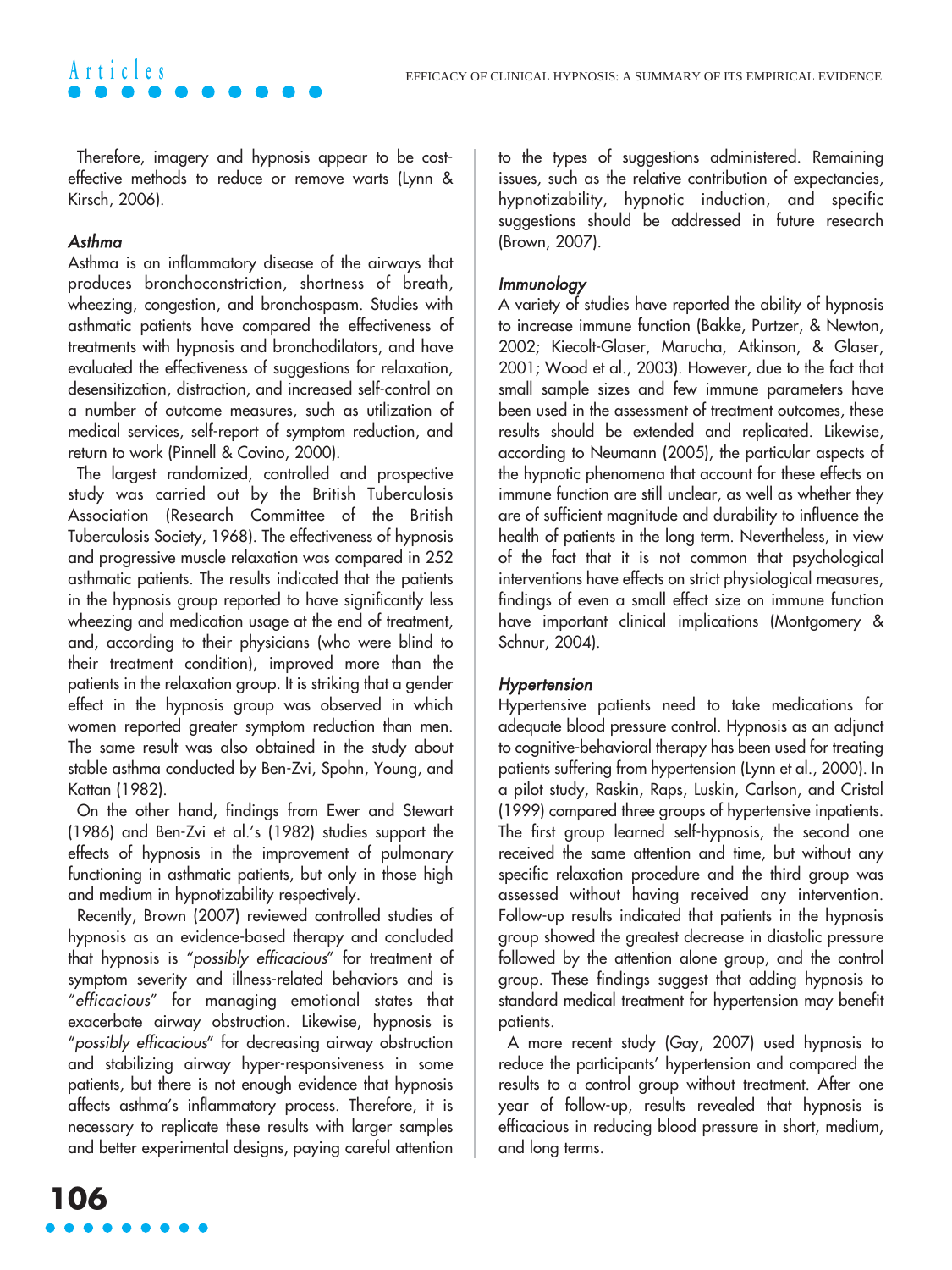Therefore, imagery and hypnosis appear to be cost-effective methods to reduce or remove warts (Lynn & Kirsch, 2006).

### *Asthma*

Asthma is an inflammatory disease of the airways that produces bronchoconstriction, shortness of breath, wheezing, congestion, and bronchospasm. Studies with asthmatic patients have compared the effectiveness of treatments with hypnosis and bronchodilators, and have evaluated the effectiveness of suggestions for relaxation, desensitization, distraction, and increased self-control on a number of outcome measures, such as utilization of medical services, self-report of symptom reduction, and return to work (Pinnell & Covino, 2000).

The largest randomized, controlled and prospective study was carried out by the British Tuberculosis Association (Research Committee of the British Tuberculosis Society, 1968). The effectiveness of hypnosis and progressive muscle relaxation was compared in 252 asthmatic patients. The results indicated that the patients in the hypnosis group reported to have significantly less wheezing and medication usage at the end of treatment, and, according to their physicians (who were blind to their treatment condition), improved more than the patients in the relaxation group. It is striking that a gender effect in the hypnosis group was observed in which women reported greater symptom reduction than men. The same result was also obtained in the study about stable asthma conducted by Ben-Zvi, Spohn, Young, and Kattan (1982).

On the other hand, findings from Ewer and Stewart (1986) and Ben-Zvi et al.'s (1982) studies support the effects of hypnosis in the improvement of pulmonary functioning in asthmatic patients, but only in those high and medium in hypnotizability respectively.

Recently, Brown (2007) reviewed controlled studies of hypnosis as an evidence-based therapy and concluded that hypnosis is "*possibly efficacious*" for treatment of symptom severity and illness-related behaviors and is "*efficacious*" for managing emotional states that exacerbate airway obstruction. Likewise, hypnosis is "*possibly efficacious*" for decreasing airway obstruction and stabilizing airway hyper-responsiveness in some patients, but there is not enough evidence that hypnosis affects asthma's inflammatory process. Therefore, it is necessary to replicate these results with larger samples and better experimental designs, paying careful attention to the types of suggestions administered. Remaining issues, such as the relative contribution of expectancies, hypnotizability, hypnotic induction, and specific suggestions should be addressed in future research (Brown, 2007).

### *Immunology*

A variety of studies have reported the ability of hypnosis to increase immune function (Bakke, Purtzer, & Newton, 2002; Kiecolt-Glaser, Marucha, Atkinson, & Glaser, 2001; Wood et al., 2003). However, due to the fact that small sample sizes and few immune parameters have been used in the assessment of treatment outcomes, these results should be extended and replicated. Likewise, according to Neumann (2005), the particular aspects of the hypnotic phenomena that account for these effects on immune function are still unclear, as well as whether they are of sufficient magnitude and durability to influence the health of patients in the long term. Nevertheless, in view of the fact that it is not common that psychological interventions have effects on strict physiological measures, findings of even a small effect size on immune function have important clinical implications (Montgomery & Schnur, 2004).

### *Hypertension*

Hypertensive patients need to take medications for adequate blood pressure control. Hypnosis as an adjunct to cognitive-behavioral therapy has been used for treating patients suffering from hypertension (Lynn et al., 2000). In a pilot study, Raskin, Raps, Luskin, Carlson, and Cristal (1999) compared three groups of hypertensive inpatients. The first group learned self-hypnosis, the second one received the same attention and time, but without any specific relaxation procedure and the third group was assessed without having received any intervention. Follow-up results indicated that patients in the hypnosis group showed the greatest decrease in diastolic pressure followed by the attention alone group, and the control group. These findings suggest that adding hypnosis to standard medical treatment for hypertension may benefit patients.

A more recent study (Gay, 2007) used hypnosis to reduce the participants' hypertension and compared the results to a control group without treatment. After one year of follow-up, results revealed that hypnosis is efficacious in reducing blood pressure in short, medium, and long terms.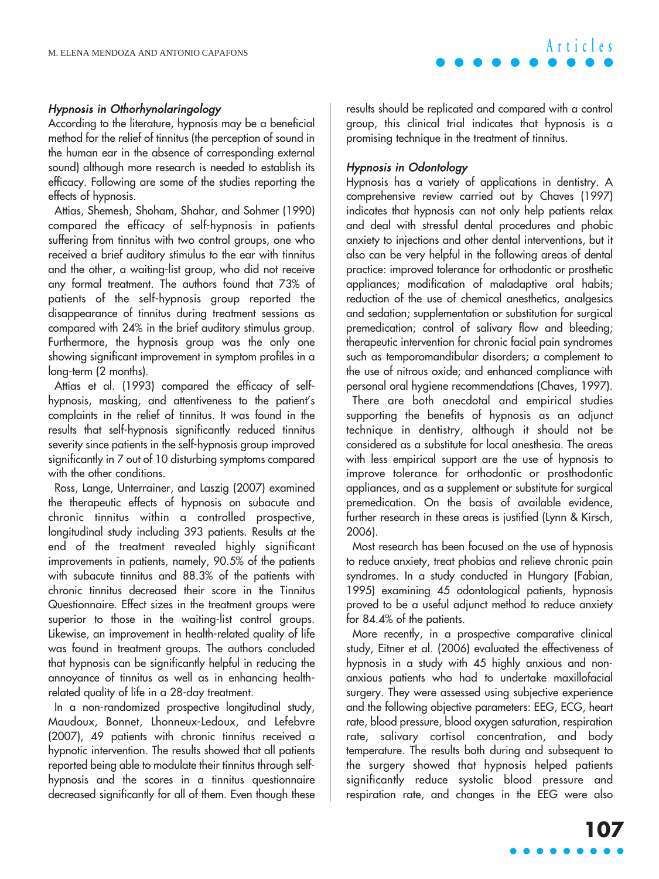### *Hypnosis in Othorhynolaringology*

According to the literature, hypnosis may be a beneficial method for the relief of tinnitus (the perception of sound in the human ear in the absence of corresponding external sound) although more research is needed to establish its efficacy. Following are some of the studies reporting the effects of hypnosis.

Attias, Shemesh, Shoham, Shahar, and Sohmer (1990) compared the efficacy of self-hypnosis in patients suffering from tinnitus with two control groups, one who received a brief auditory stimulus to the ear with tinnitus and the other, a waiting-list group, who did not receive any formal treatment. The authors found that 73% of patients of the self-hypnosis group reported the disappearance of tinnitus during treatment sessions as compared with 24% in the brief auditory stimulus group. Furthermore, the hypnosis group was the only one showing significant improvement in symptom profiles in a long-term (2 months).

Attias et al. (1993) compared the efficacy of self-hypnosis, masking, and attentiveness to the patient's complaints in the relief of tinnitus. It was found in the results that self-hypnosis significantly reduced tinnitus severity since patients in the self-hypnosis group improved significantly in 7 out of 10 disturbing symptoms compared with the other conditions.

Ross, Lange, Unterrainer, and Laszig (2007) examined the therapeutic effects of hypnosis on subacute and chronic tinnitus within a controlled prospective, longitudinal study including 393 patients. Results at the end of the treatment revealed highly significant improvements in patients, namely, 90.5% of the patients with subacute tinnitus and 88.3% of the patients with chronic tinnitus decreased their score in the Tinnitus Questionnaire. Effect sizes in the treatment groups were superior to those in the waiting-list control groups. Likewise, an improvement in health-related quality of life was found in treatment groups. The authors concluded that hypnosis can be significantly helpful in reducing the annoyance of tinnitus as well as in enhancing health-related quality of life in a 28-day treatment.

In a non-randomized prospective longitudinal study, Maudoux, Bonnet, Lhonneux-Ledoux, and Lefebvre (2007), 49 patients with chronic tinnitus received a hypnotic intervention. The results showed that all patients reported being able to modulate their tinnitus through self-hypnosis and the scores in a tinnitus questionnaire decreased significantly for all of them. Even though these results should be replicated and compared with a control group, this clinical trial indicates that hypnosis is a promising technique in the treatment of tinnitus.

### *Hypnosis in Odontology*

Hypnosis has a variety of applications in dentistry. A comprehensive review carried out by Chaves (1997) indicates that hypnosis can not only help patients relax and deal with stressful dental procedures and phobic anxiety to injections and other dental interventions, but it also can be very helpful in the following areas of dental practice: improved tolerance for orthodontic or prosthetic appliances; modification of maladaptive oral habits; reduction of the use of chemical anesthetics, analgesics and sedation; supplementation or substitution for surgical premedication; control of salivary flow and bleeding; therapeutic intervention for chronic facial pain syndromes such as temporomandibular disorders; a complement to the use of nitrous oxide; and enhanced compliance with personal oral hygiene recommendations (Chaves, 1997).

There are both anecdotal and empirical studies supporting the benefits of hypnosis as an adjunct technique in dentistry, although it should not be considered as a substitute for local anesthesia. The areas with less empirical support are the use of hypnosis to improve tolerance for orthodontic or prosthodontic appliances, and as a supplement or substitute for surgical premedication. On the basis of available evidence, further research in these areas is justified (Lynn & Kirsch, 2006).

Most research has been focused on the use of hypnosis to reduce anxiety, treat phobias and relieve chronic pain syndromes. In a study conducted in Hungary (Fabian, 1995) examining 45 odontological patients, hypnosis proved to be a useful adjunct method to reduce anxiety for 84.4% of the patients.

More recently, in a prospective comparative clinical study, Eitner et al. (2006) evaluated the effectiveness of hypnosis in a study with 45 highly anxious and non-anxious patients who had to undertake maxillofacial surgery. They were assessed using subjective experience and the following objective parameters: EEG, ECG, heart rate, blood pressure, blood oxygen saturation, respiration rate, salivary cortisol concentration, and body temperature. The results both during and subsequent to the surgery showed that hypnosis helped patients significantly reduce systolic blood pressure and respiration rate, and changes in the EEG were also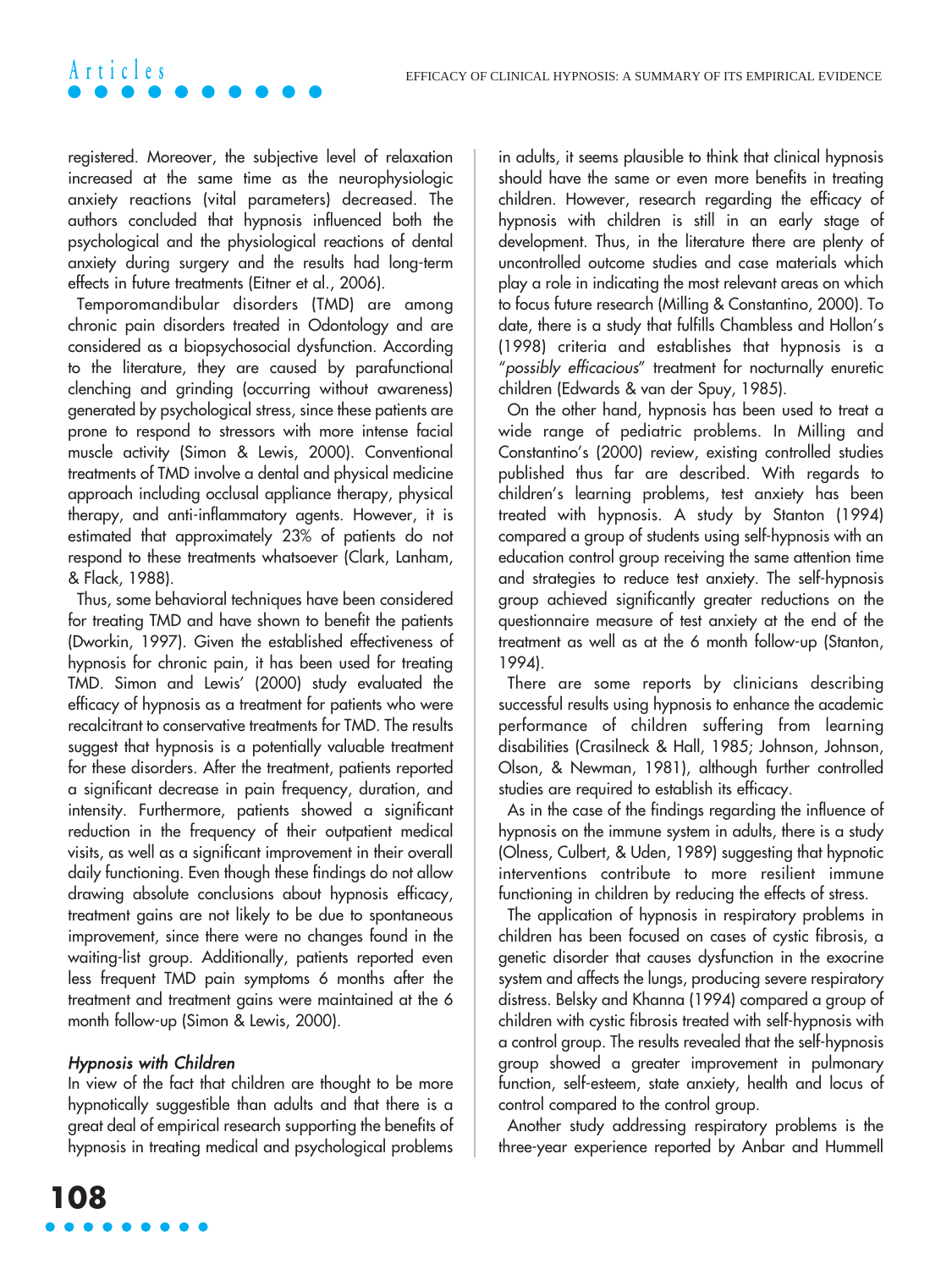registered. Moreover, the subjective level of relaxation increased at the same time as the neurophysiologic anxiety reactions (vital parameters) decreased. The authors concluded that hypnosis influenced both the psychological and the physiological reactions of dental anxiety during surgery and the results had long-term effects in future treatments (Eitner et al., 2006).

Temporomandibular disorders (TMD) are among chronic pain disorders treated in Odontology and are considered as a biopsychosocial dysfunction. According to the literature, they are caused by parafunctional clenching and grinding (occurring without awareness) generated by psychological stress, since these patients are prone to respond to stressors with more intense facial muscle activity (Simon & Lewis, 2000). Conventional treatments of TMD involve a dental and physical medicine approach including occlusal appliance therapy, physical therapy, and anti-inflammatory agents. However, it is estimated that approximately 23% of patients do not respond to these treatments whatsoever (Clark, Lanham, & Flack, 1988).

Thus, some behavioral techniques have been considered for treating TMD and have shown to benefit the patients (Dworkin, 1997). Given the established effectiveness of hypnosis for chronic pain, it has been used for treating TMD. Simon and Lewis' (2000) study evaluated the efficacy of hypnosis as a treatment for patients who were recalcitrant to conservative treatments for TMD. The results suggest that hypnosis is a potentially valuable treatment for these disorders. After the treatment, patients reported a significant decrease in pain frequency, duration, and intensity. Furthermore, patients showed a significant reduction in the frequency of their outpatient medical visits, as well as a significant improvement in their overall daily functioning. Even though these findings do not allow drawing absolute conclusions about hypnosis efficacy, treatment gains are not likely to be due to spontaneous improvement, since there were no changes found in the waiting-list group. Additionally, patients reported even less frequent TMD pain symptoms 6 months after the treatment and treatment gains were maintained at the 6 month follow-up (Simon & Lewis, 2000).

### *Hypnosis with Children*

In view of the fact that children are thought to be more hypnotically suggestible than adults and that there is a great deal of empirical research supporting the benefits of hypnosis in treating medical and psychological problems in adults, it seems plausible to think that clinical hypnosis should have the same or even more benefits in treating children. However, research regarding the efficacy of hypnosis with children is still in an early stage of development. Thus, in the literature there are plenty of uncontrolled outcome studies and case materials which play a role in indicating the most relevant areas on which to focus future research (Milling & Constantino, 2000). To date, there is a study that fulfills Chambless and Hollon's (1998) criteria and establishes that hypnosis is a "*possibly efficacious*" treatment for nocturnally enuretic children (Edwards & van der Spuy, 1985).

On the other hand, hypnosis has been used to treat a wide range of pediatric problems. In Milling and Constantino's (2000) review, existing controlled studies published thus far are described. With regards to children's learning problems, test anxiety has been treated with hypnosis. A study by Stanton (1994) compared a group of students using self-hypnosis with an education control group receiving the same attention time and strategies to reduce test anxiety. The self-hypnosis group achieved significantly greater reductions on the questionnaire measure of test anxiety at the end of the treatment as well as at the 6 month follow-up (Stanton, 1994).

There are some reports by clinicians describing successful results using hypnosis to enhance the academic performance of children suffering from learning disabilities (Crasilneck & Hall, 1985; Johnson, Johnson, Olson, & Newman, 1981), although further controlled studies are required to establish its efficacy.

As in the case of the findings regarding the influence of hypnosis on the immune system in adults, there is a study (Olness, Culbert, & Uden, 1989) suggesting that hypnotic interventions contribute to more resilient immune functioning in children by reducing the effects of stress.

The application of hypnosis in respiratory problems in children has been focused on cases of cystic fibrosis, a genetic disorder that causes dysfunction in the exocrine system and affects the lungs, producing severe respiratory distress. Belsky and Khanna (1994) compared a group of children with cystic fibrosis treated with self-hypnosis with a control group. The results revealed that the self-hypnosis group showed a greater improvement in pulmonary function, self-esteem, state anxiety, health and locus of control compared to the control group.

Another study addressing respiratory problems is the three-year experience reported by Anbar and Hummell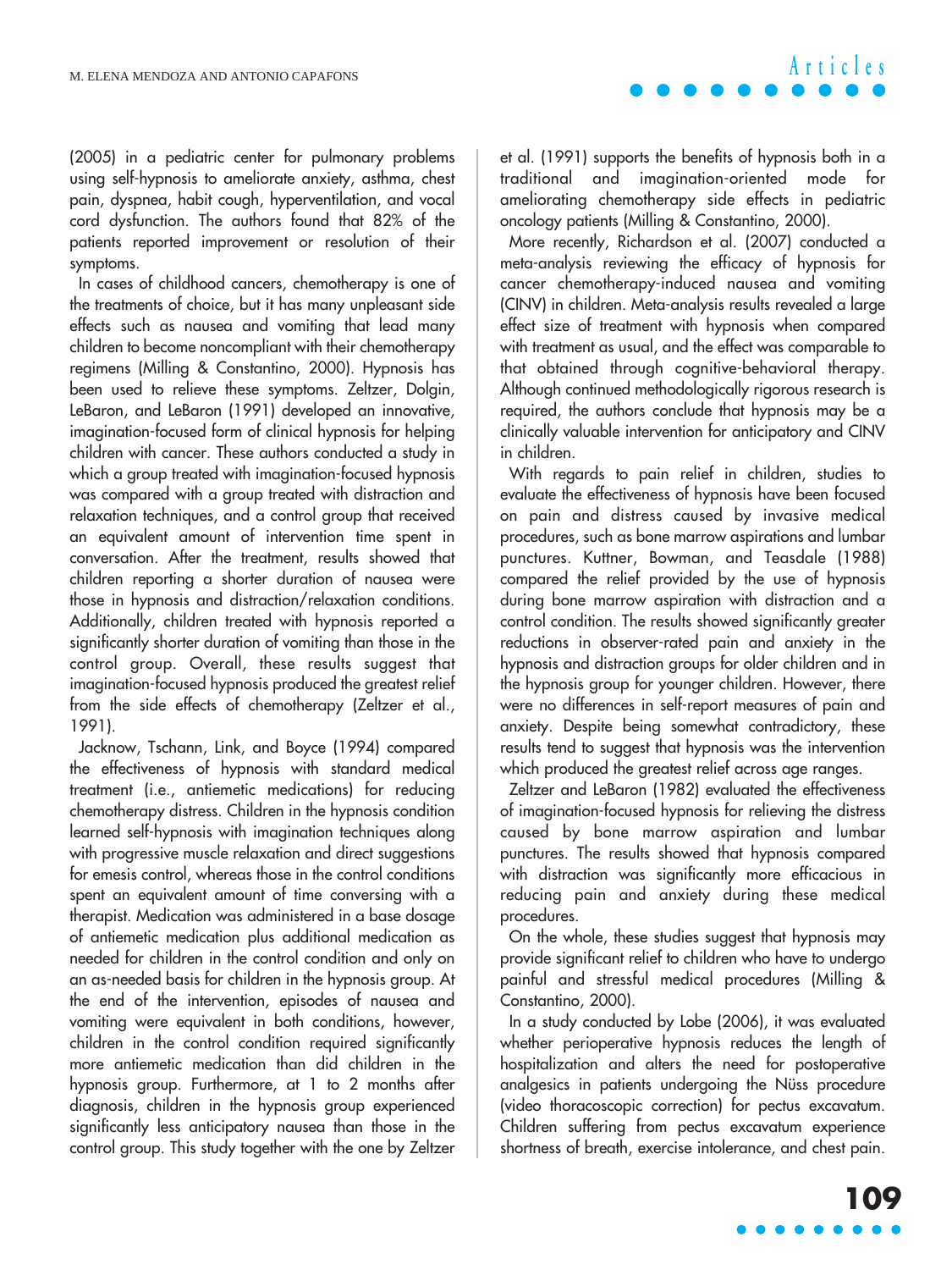(2005) in a pediatric center for pulmonary problems using self-hypnosis to ameliorate anxiety, asthma, chest pain, dyspnea, habit cough, hyperventilation, and vocal cord dysfunction. The authors found that 82% of the patients reported improvement or resolution of their symptoms.

In cases of childhood cancers, chemotherapy is one of the treatments of choice, but it has many unpleasant side effects such as nausea and vomiting that lead many children to become noncompliant with their chemotherapy regimens (Milling & Constantino, 2000). Hypnosis has been used to relieve these symptoms. Zeltzer, Dolgin, LeBaron, and LeBaron (1991) developed an innovative, imagination-focused form of clinical hypnosis for helping children with cancer. These authors conducted a study in which a group treated with imagination-focused hypnosis was compared with a group treated with distraction and relaxation techniques, and a control group that received an equivalent amount of intervention time spent in conversation. After the treatment, results showed that children reporting a shorter duration of nausea were those in hypnosis and distraction/relaxation conditions. Additionally, children treated with hypnosis reported a significantly shorter duration of vomiting than those in the control group. Overall, these results suggest that imagination-focused hypnosis produced the greatest relief from the side effects of chemotherapy (Zeltzer et al., 1991).

Jacknow, Tschann, Link, and Boyce (1994) compared the effectiveness of hypnosis with standard medical treatment (i.e., antiemetic medications) for reducing chemotherapy distress. Children in the hypnosis condition learned self-hypnosis with imagination techniques along with progressive muscle relaxation and direct suggestions for emesis control, whereas those in the control conditions spent an equivalent amount of time conversing with a therapist. Medication was administered in a base dosage of antiemetic medication plus additional medication as needed for children in the control condition and only on an as-needed basis for children in the hypnosis group. At the end of the intervention, episodes of nausea and vomiting were equivalent in both conditions, however, children in the control condition required significantly more antiemetic medication than did children in the hypnosis group. Furthermore, at 1 to 2 months after diagnosis, children in the hypnosis group experienced significantly less anticipatory nausea than those in the control group. This study together with the one by Zeltzer et al. (1991) supports the benefits of hypnosis both in a traditional and imagination-oriented mode for ameliorating chemotherapy side effects in pediatric oncology patients (Milling & Constantino, 2000).

More recently, Richardson et al. (2007) conducted a meta-analysis reviewing the efficacy of hypnosis for cancer chemotherapy-induced nausea and vomiting (CINV) in children. Meta-analysis results revealed a large effect size of treatment with hypnosis when compared with treatment as usual, and the effect was comparable to that obtained through cognitive-behavioral therapy. Although continued methodologically rigorous research is required, the authors conclude that hypnosis may be a clinically valuable intervention for anticipatory and CINV in children.

With regards to pain relief in children, studies to evaluate the effectiveness of hypnosis have been focused on pain and distress caused by invasive medical procedures, such as bone marrow aspirations and lumbar punctures. Kuttner, Bowman, and Teasdale (1988) compared the relief provided by the use of hypnosis during bone marrow aspiration with distraction and a control condition. The results showed significantly greater reductions in observer-rated pain and anxiety in the hypnosis and distraction groups for older children and in the hypnosis group for younger children. However, there were no differences in self-report measures of pain and anxiety. Despite being somewhat contradictory, these results tend to suggest that hypnosis was the intervention which produced the greatest relief across age ranges.

Zeltzer and LeBaron (1982) evaluated the effectiveness of imagination-focused hypnosis for relieving the distress caused by bone marrow aspiration and lumbar punctures. The results showed that hypnosis compared with distraction was significantly more efficacious in reducing pain and anxiety during these medical procedures.

On the whole, these studies suggest that hypnosis may provide significant relief to children who have to undergo painful and stressful medical procedures (Milling & Constantino, 2000).

In a study conducted by Lobe (2006), it was evaluated whether perioperative hypnosis reduces the length of hospitalization and alters the need for postoperative analgesics in patients undergoing the Nüss procedure (video thoracoscopic correction) for pectus excavatum. Children suffering from pectus excavatum experience shortness of breath, exercise intolerance, and chest pain.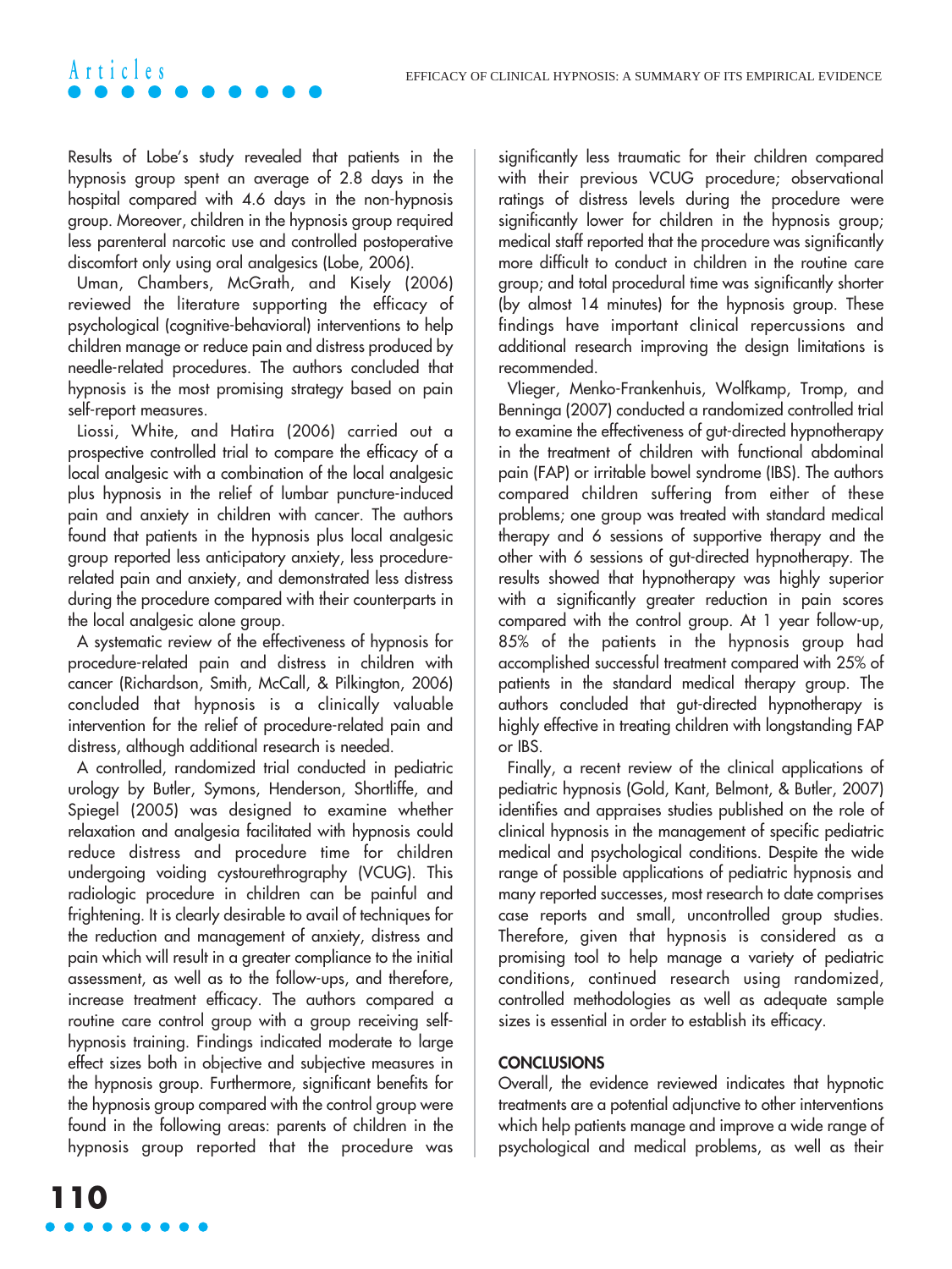Results of Lobe's study revealed that patients in the hypnosis group spent an average of 2.8 days in the hospital compared with 4.6 days in the non-hypnosis group. Moreover, children in the hypnosis group required less parenteral narcotic use and controlled postoperative discomfort only using oral analgesics (Lobe, 2006).

Uman, Chambers, McGrath, and Kisely (2006) reviewed the literature supporting the efficacy of psychological (cognitive-behavioral) interventions to help children manage or reduce pain and distress produced by needle-related procedures. The authors concluded that hypnosis is the most promising strategy based on pain self-report measures.

Liossi, White, and Hatira (2006) carried out a prospective controlled trial to compare the efficacy of a local analgesic with a combination of the local analgesic plus hypnosis in the relief of lumbar puncture-induced pain and anxiety in children with cancer. The authors found that patients in the hypnosis plus local analgesic group reported less anticipatory anxiety, less procedure-related pain and anxiety, and demonstrated less distress during the procedure compared with their counterparts in the local analgesic alone group.

A systematic review of the effectiveness of hypnosis for procedure-related pain and distress in children with cancer (Richardson, Smith, McCall, & Pilkington, 2006) concluded that hypnosis is a clinically valuable intervention for the relief of procedure-related pain and distress, although additional research is needed.

A controlled, randomized trial conducted in pediatric urology by Butler, Symons, Henderson, Shortliffe, and Spiegel (2005) was designed to examine whether relaxation and analgesia facilitated with hypnosis could reduce distress and procedure time for children undergoing voiding cystourethrography (VCUG). This radiologic procedure in children can be painful and frightening. It is clearly desirable to avail of techniques for the reduction and management of anxiety, distress and pain which will result in a greater compliance to the initial assessment, as well as to the follow-ups, and therefore, increase treatment efficacy. The authors compared a routine care control group with a group receiving self-hypnosis training. Findings indicated moderate to large effect sizes both in objective and subjective measures in the hypnosis group. Furthermore, significant benefits for the hypnosis group compared with the control group were found in the following areas: parents of children in the hypnosis group reported that the procedure was significantly less traumatic for their children compared with their previous VCUG procedure; observational ratings of distress levels during the procedure were significantly lower for children in the hypnosis group; medical staff reported that the procedure was significantly more difficult to conduct in children in the routine care group; and total procedural time was significantly shorter (by almost 14 minutes) for the hypnosis group. These findings have important clinical repercussions and additional research improving the design limitations is recommended.

Vlieger, Menko-Frankenhuis, Wolfkamp, Tromp, and Benninga (2007) conducted a randomized controlled trial to examine the effectiveness of gut-directed hypnotherapy in the treatment of children with functional abdominal pain (FAP) or irritable bowel syndrome (IBS). The authors compared children suffering from either of these problems; one group was treated with standard medical therapy and 6 sessions of supportive therapy and the other with 6 sessions of gut-directed hypnotherapy. The results showed that hypnotherapy was highly superior with a significantly greater reduction in pain scores compared with the control group. At 1 year follow-up, 85% of the patients in the hypnosis group had accomplished successful treatment compared with 25% of patients in the standard medical therapy group. The authors concluded that gut-directed hypnotherapy is highly effective in treating children with longstanding FAP or IBS.

Finally, a recent review of the clinical applications of pediatric hypnosis (Gold, Kant, Belmont, & Butler, 2007) identifies and appraises studies published on the role of clinical hypnosis in the management of specific pediatric medical and psychological conditions. Despite the wide range of possible applications of pediatric hypnosis and many reported successes, most research to date comprises case reports and small, uncontrolled group studies. Therefore, given that hypnosis is considered as a promising tool to help manage a variety of pediatric conditions, continued research using randomized, controlled methodologies as well as adequate sample sizes is essential in order to establish its efficacy.

## CONCLUSIONS

Overall, the evidence reviewed indicates that hypnotic treatments are a potential adjunctive to other interventions which help patients manage and improve a wide range of psychological and medical problems, as well as their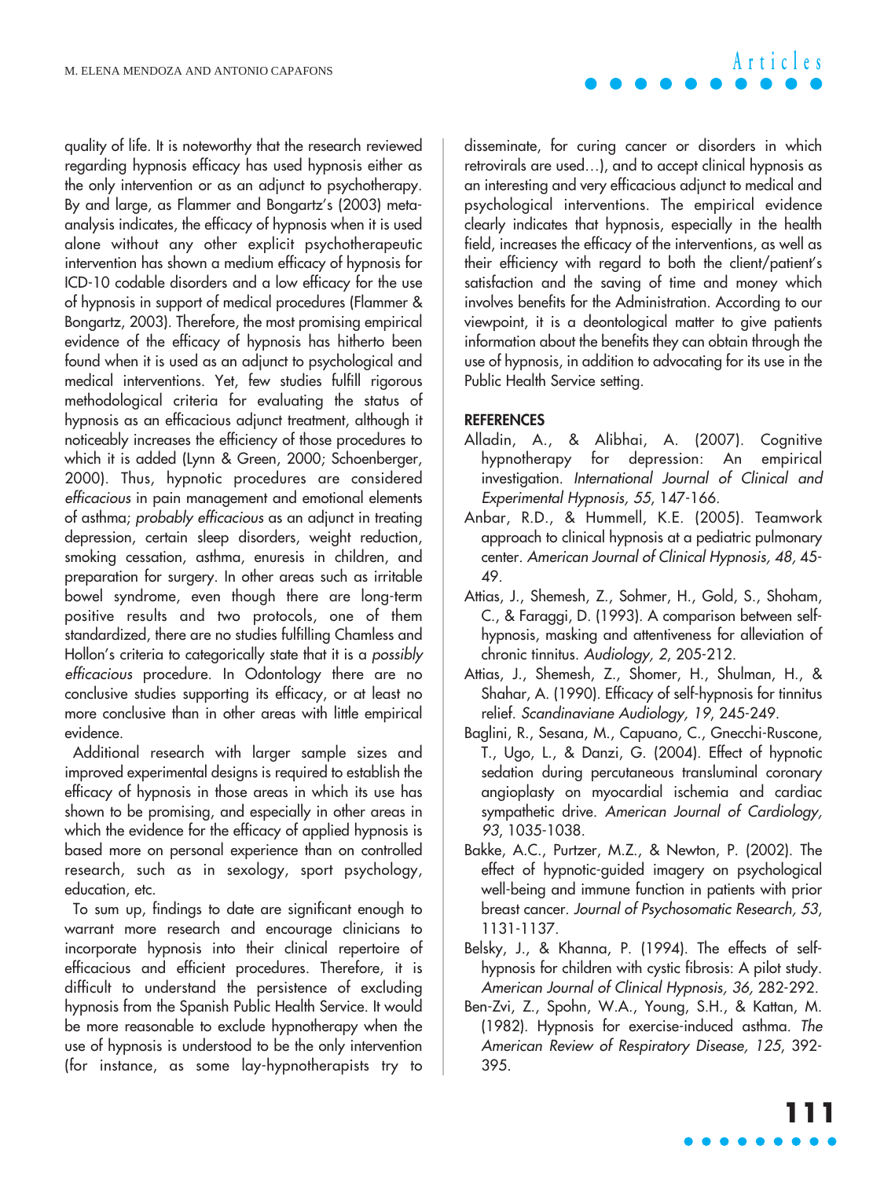quality of life. It is noteworthy that the research reviewed regarding hypnosis efficacy has used hypnosis either as the only intervention or as an adjunct to psychotherapy. By and large, as Flammer and Bongartz's (2003) meta-analysis indicates, the efficacy of hypnosis when it is used alone without any other explicit psychotherapeutic intervention has shown a medium efficacy of hypnosis for ICD-10 codable disorders and a low efficacy for the use of hypnosis in support of medical procedures (Flammer & Bongartz, 2003). Therefore, the most promising empirical evidence of the efficacy of hypnosis has hitherto been found when it is used as an adjunct to psychological and medical interventions. Yet, few studies fulfill rigorous methodological criteria for evaluating the status of hypnosis as an efficacious adjunct treatment, although it noticeably increases the efficiency of those procedures to which it is added (Lynn & Green, 2000; Schoenberger, 2000). Thus, hypnotic procedures are considered *efficacious* in pain management and emotional elements of asthma; *probably efficacious* as an adjunct in treating depression, certain sleep disorders, weight reduction, smoking cessation, asthma, enuresis in children, and preparation for surgery. In other areas such as irritable bowel syndrome, even though there are long-term positive results and two protocols, one of them standardized, there are no studies fulfilling Chamless and Hollon's criteria to categorically state that it is a *possibly efficacious* procedure. In Odontology there are no conclusive studies supporting its efficacy, or at least no more conclusive than in other areas with little empirical evidence.

Additional research with larger sample sizes and improved experimental designs is required to establish the efficacy of hypnosis in those areas in which its use has shown to be promising, and especially in other areas in which the evidence for the efficacy of applied hypnosis is based more on personal experience than on controlled research, such as in sexology, sport psychology, education, etc.

To sum up, findings to date are significant enough to warrant more research and encourage clinicians to incorporate hypnosis into their clinical repertoire of efficacious and efficient procedures. Therefore, it is difficult to understand the persistence of excluding hypnosis from the Spanish Public Health Service. It would be more reasonable to exclude hypnotherapy when the use of hypnosis is understood to be the only intervention (for instance, as some lay-hypnotherapists try to disseminate, for curing cancer or disorders in which retrovirals are used…), and to accept clinical hypnosis as an interesting and very efficacious adjunct to medical and psychological interventions. The empirical evidence clearly indicates that hypnosis, especially in the health field, increases the efficacy of the interventions, as well as their efficiency with regard to both the client/patient's satisfaction and the saving of time and money which involves benefits for the Administration. According to our viewpoint, it is a deontological matter to give patients information about the benefits they can obtain through the use of hypnosis, in addition to advocating for its use in the Public Health Service setting.

## REFERENCES

Alladin, A., & Alibhai, A. (2007). Cognitive hypnotherapy for depression: An empirical investigation. *International Journal of Clinical and Experimental Hypnosis, 55*, 147-166.

Anbar, R.D., & Hummell, K.E. (2005). Teamwork approach to clinical hypnosis at a pediatric pulmonary center. *American Journal of Clinical Hypnosis, 48*, 45-49.

Attias, J., Shemesh, Z., Sohmer, H., Gold, S., Shoham, C., & Faraggi, D. (1993). A comparison between self-hypnosis, masking and attentiveness for alleviation of chronic tinnitus. *Audiology, 2*, 205-212.

Attias, J., Shemesh, Z., Shomer, H., Shulman, H., & Shahar, A. (1990). Efficacy of self-hypnosis for tinnitus relief. *Scandinaviane Audiology, 19*, 245-249.

Baglini, R., Sesana, M., Capuano, C., Gnecchi-Ruscone, T., Ugo, L., & Danzi, G. (2004). Effect of hypnotic sedation during percutaneous transluminal coronary angioplasty on myocardial ischemia and cardiac sympathetic drive. *American Journal of Cardiology, 93*, 1035-1038.

Bakke, A.C., Purtzer, M.Z., & Newton, P. (2002). The effect of hypnotic-guided imagery on psychological well-being and immune function in patients with prior breast cancer. *Journal of Psychosomatic Research, 53*, 1131-1137.

Belsky, J., & Khanna, P. (1994). The effects of self-hypnosis for children with cystic fibrosis: A pilot study. *American Journal of Clinical Hypnosis, 36,* 282-292.

Ben-Zvi, Z., Spohn, W.A., Young, S.H., & Kattan, M. (1982). Hypnosis for exercise-induced asthma. *The American Review of Respiratory Disease, 125*, 392-395.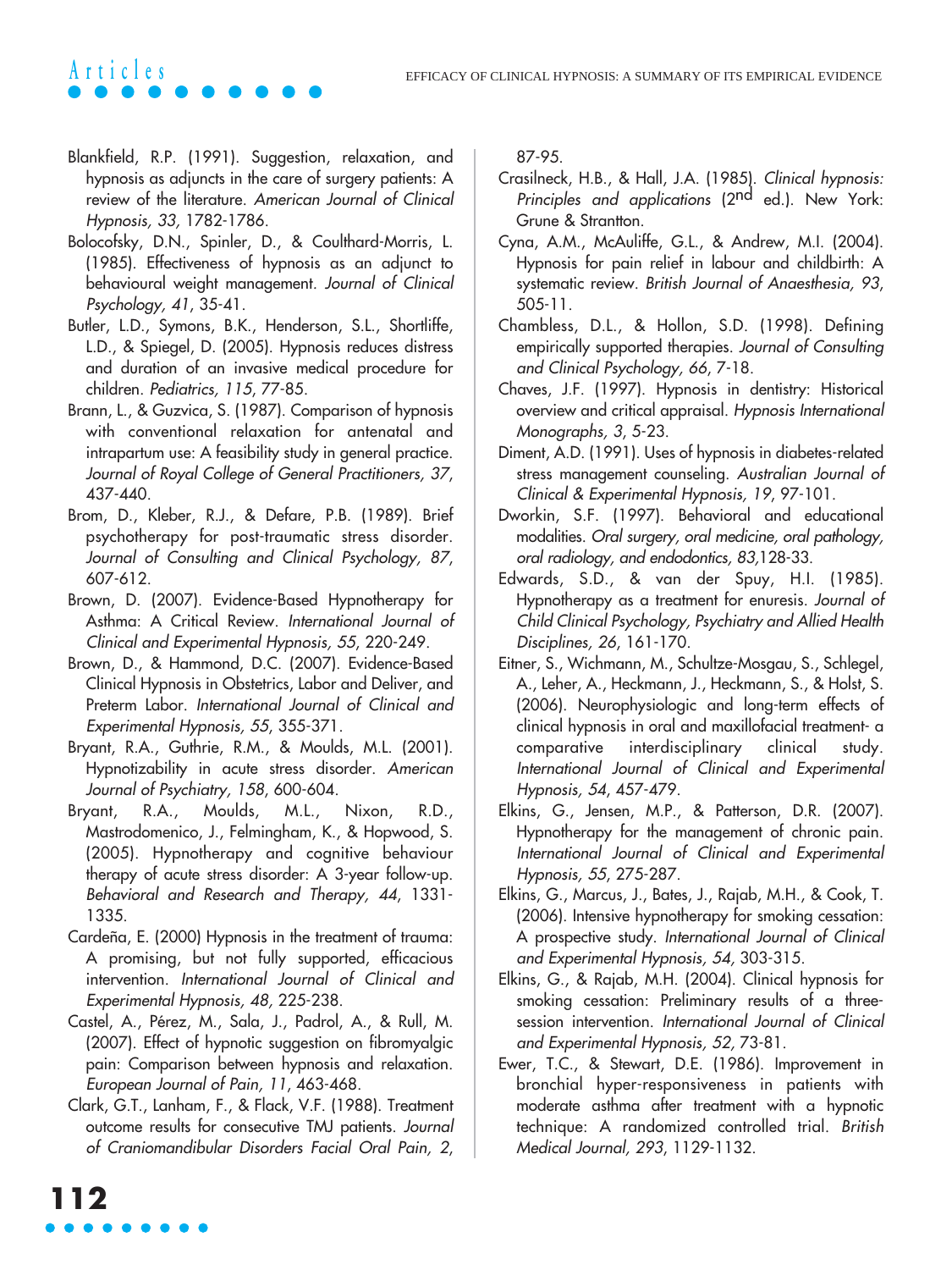Blankfield, R.P. (1991). Suggestion, relaxation, and hypnosis as adjuncts in the care of surgery patients: A review of the literature. *American Journal of Clinical Hypnosis, 33,* 1782-1786.

Bolocofsky, D.N., Spinler, D., & Coulthard-Morris, L. (1985). Effectiveness of hypnosis as an adjunct to behavioural weight management. *Journal of Clinical Psychology, 41*, 35-41.

Butler, L.D., Symons, B.K., Henderson, S.L., Shortliffe, L.D., & Spiegel, D. (2005). Hypnosis reduces distress and duration of an invasive medical procedure for children. *Pediatrics, 115*, 77-85.

Brann, L., & Guzvica, S. (1987). Comparison of hypnosis with conventional relaxation for antenatal and intrapartum use: A feasibility study in general practice. *Journal of Royal College of General Practitioners, 37*, 437-440.

Brom, D., Kleber, R.J., & Defare, P.B. (1989). Brief psychotherapy for post-traumatic stress disorder. *Journal of Consulting and Clinical Psychology, 87*, 607-612.

Brown, D. (2007). Evidence-Based Hypnotherapy for Asthma: A Critical Review. *International Journal of Clinical and Experimental Hypnosis, 55*, 220-249.

Brown, D., & Hammond, D.C. (2007). Evidence-Based Clinical Hypnosis in Obstetrics, Labor and Deliver, and Preterm Labor. *International Journal of Clinical and Experimental Hypnosis, 55*, 355-371.

Bryant, R.A., Guthrie, R.M., & Moulds, M.L. (2001). Hypnotizability in acute stress disorder. *American Journal of Psychiatry, 158*, 600-604.

Bryant, R.A., Moulds, M.L., Nixon, R.D., Mastrodomenico, J., Felmingham, K., & Hopwood, S. (2005). Hypnotherapy and cognitive behaviour therapy of acute stress disorder: A 3-year follow-up. *Behavioral and Research and Therapy, 44*, 1331-1335.

Cardeña, E. (2000) Hypnosis in the treatment of trauma: A promising, but not fully supported, efficacious intervention. *International Journal of Clinical and Experimental Hypnosis, 48*, 225-238.

Castel, A., Pérez, M., Sala, J., Padrol, A., & Rull, M. (2007). Effect of hypnotic suggestion on fibromyalgic pain: Comparison between hypnosis and relaxation. *European Journal of Pain, 11*, 463-468.

Clark, G.T., Lanham, F., & Flack, V.F. (1988). Treatment outcome results for consecutive TMJ patients. *Journal of Craniomandibular Disorders Facial Oral Pain, 2,* 87-95.

Crasilneck, H.B., & Hall, J.A. (1985). *Clinical hypnosis: Principles and applications* (2nd ed.). New York: Grune & Strantton.

Cyna, A.M., McAuliffe, G.L., & Andrew, M.I. (2004). Hypnosis for pain relief in labour and childbirth: A systematic review. *British Journal of Anaesthesia, 93*, 505-11.

Chambless, D.L., & Hollon, S.D. (1998). Defining empirically supported therapies. *Journal of Consulting and Clinical Psychology, 66*, 7-18.

Chaves, J.F. (1997). Hypnosis in dentistry: Historical overview and critical appraisal. *Hypnosis International Monographs, 3*, 5-23.

Diment, A.D. (1991). Uses of hypnosis in diabetes-related stress management counseling. *Australian Journal of Clinical & Experimental Hypnosis, 19*, 97-101.

Dworkin, S.F. (1997). Behavioral and educational modalities. *Oral surgery, oral medicine, oral pathology, oral radiology, and endodontics, 83,*128-33.

Edwards, S.D., & van der Spuy, H.I. (1985). Hypnotherapy as a treatment for enuresis. *Journal of Child Clinical Psychology, Psychiatry and Allied Health Disciplines, 26*, 161-170.

Eitner, S., Wichmann, M., Schultze-Mosgau, S., Schlegel, A., Leher, A., Heckmann, J., Heckmann, S., & Holst, S. (2006). Neurophysiologic and long-term effects of clinical hypnosis in oral and maxillofacial treatment- a comparative interdisciplinary clinical study. *International Journal of Clinical and Experimental Hypnosis, 54*, 457-479.

Elkins, G., Jensen, M.P., & Patterson, D.R. (2007). Hypnotherapy for the management of chronic pain. *International Journal of Clinical and Experimental Hypnosis, 55*, 275-287.

Elkins, G., Marcus, J., Bates, J., Rajab, M.H., & Cook, T. (2006). Intensive hypnotherapy for smoking cessation: A prospective study. *International Journal of Clinical and Experimental Hypnosis, 54*, 303-315.

Elkins, G., & Rajab, M.H. (2004). Clinical hypnosis for smoking cessation: Preliminary results of a three-session intervention. *International Journal of Clinical and Experimental Hypnosis, 52*, 73-81.

Ewer, T.C., & Stewart, D.E. (1986). Improvement in bronchial hyper-responsiveness in patients with moderate asthma after treatment with a hypnotic technique: A randomized controlled trial. *British Medical Journal, 293*, 1129-1132.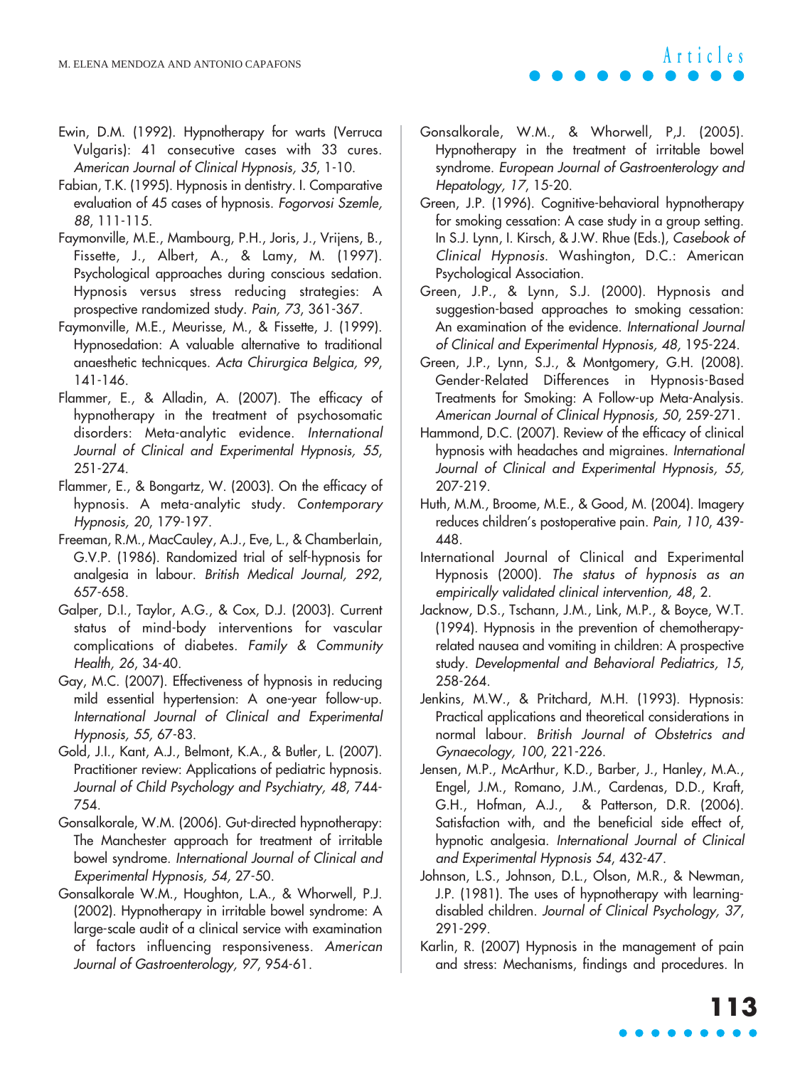Ewin, D.M. (1992). Hypnotherapy for warts (Verruca Vulgaris): 41 consecutive cases with 33 cures. *American Journal of Clinical Hypnosis, 35*, 1-10.

Fabian, T.K. (1995). Hypnosis in dentistry. I. Comparative evaluation of 45 cases of hypnosis. *Fogorvosi Szemle, 88*, 111-115.

Faymonville, M.E., Mambourg, P.H., Joris, J., Vrijens, B., Fissette, J., Albert, A., & Lamy, M. (1997). Psychological approaches during conscious sedation. Hypnosis versus stress reducing strategies: A prospective randomized study. *Pain, 73*, 361-367.

Faymonville, M.E., Meurisse, M., & Fissette, J. (1999). Hypnosedation: A valuable alternative to traditional anaesthetic technicques. *Acta Chirurgica Belgica, 99*, 141-146.

Flammer, E., & Alladin, A. (2007). The efficacy of hypnotherapy in the treatment of psychosomatic disorders: Meta-analytic evidence. *International Journal of Clinical and Experimental Hypnosis, 55*, 251-274.

Flammer, E., & Bongartz, W. (2003). On the efficacy of hypnosis. A meta-analytic study. *Contemporary Hypnosis, 20*, 179-197.

Freeman, R.M., MacCauley, A.J., Eve, L., & Chamberlain, G.V.P. (1986). Randomized trial of self-hypnosis for analgesia in labour. *British Medical Journal, 292*, 657-658.

Galper, D.I., Taylor, A.G., & Cox, D.J. (2003). Current status of mind-body interventions for vascular complications of diabetes. *Family & Community Health, 26*, 34-40.

Gay, M.C. (2007). Effectiveness of hypnosis in reducing mild essential hypertension: A one-year follow-up. *International Journal of Clinical and Experimental Hypnosis, 55*, 67-83.

Gold, J.I., Kant, A.J., Belmont, K.A., & Butler, L. (2007). Practitioner review: Applications of pediatric hypnosis. *Journal of Child Psychology and Psychiatry, 48*, 744-754.

Gonsalkorale, W.M. (2006). Gut-directed hypnotherapy: The Manchester approach for treatment of irritable bowel syndrome. *International Journal of Clinical and Experimental Hypnosis, 54*, 27-50.

Gonsalkorale W.M., Houghton, L.A., & Whorwell, P.J. (2002). Hypnotherapy in irritable bowel syndrome: A large-scale audit of a clinical service with examination of factors influencing responsiveness. *American Journal of Gastroenterology, 97*, 954-61.

Gonsalkorale, W.M., & Whorwell, P,J. (2005). Hypnotherapy in the treatment of irritable bowel syndrome. *European Journal of Gastroenterology and Hepatology, 17*, 15-20.

Green, J.P. (1996). Cognitive-behavioral hypnotherapy for smoking cessation: A case study in a group setting. In S.J. Lynn, I. Kirsch, & J.W. Rhue (Eds.), *Casebook of Clinical Hypnosis*. Washington, D.C.: American Psychological Association.

Green, J.P., & Lynn, S.J. (2000). Hypnosis and suggestion-based approaches to smoking cessation: An examination of the evidence. *International Journal of Clinical and Experimental Hypnosis, 48*, 195-224.

Green, J.P., Lynn, S.J., & Montgomery, G.H. (2008). Gender-Related Differences in Hypnosis-Based Treatments for Smoking: A Follow-up Meta-Analysis. *American Journal of Clinical Hypnosis, 50*, 259-271.

Hammond, D.C. (2007). Review of the efficacy of clinical hypnosis with headaches and migraines. *International Journal of Clinical and Experimental Hypnosis, 55*, 207-219.

Huth, M.M., Broome, M.E., & Good, M. (2004). Imagery reduces children's postoperative pain. *Pain, 110*, 439-448.

International Journal of Clinical and Experimental Hypnosis (2000). *The status of hypnosis as an empirically validated clinical intervention, 48*, 2.

Jacknow, D.S., Tschann, J.M., Link, M.P., & Boyce, W.T. (1994). Hypnosis in the prevention of chemotherapy-related nausea and vomiting in children: A prospective study. *Developmental and Behavioral Pediatrics, 15*, 258-264.

Jenkins, M.W., & Pritchard, M.H. (1993). Hypnosis: Practical applications and theoretical considerations in normal labour. *British Journal of Obstetrics and Gynaecology, 100*, 221-226.

Jensen, M.P., McArthur, K.D., Barber, J., Hanley, M.A., Engel, J.M., Romano, J.M., Cardenas, D.D., Kraft, G.H., Hofman, A.J., & Patterson, D.R. (2006). Satisfaction with, and the beneficial side effect of, hypnotic analgesia. *International Journal of Clinical and Experimental Hypnosis 54*, 432-47.

Johnson, L.S., Johnson, D.L., Olson, M.R., & Newman, J.P. (1981). The uses of hypnotherapy with learning-disabled children. *Journal of Clinical Psychology, 37*, 291-299.

Karlin, R. (2007) Hypnosis in the management of pain and stress: Mechanisms, findings and procedures. In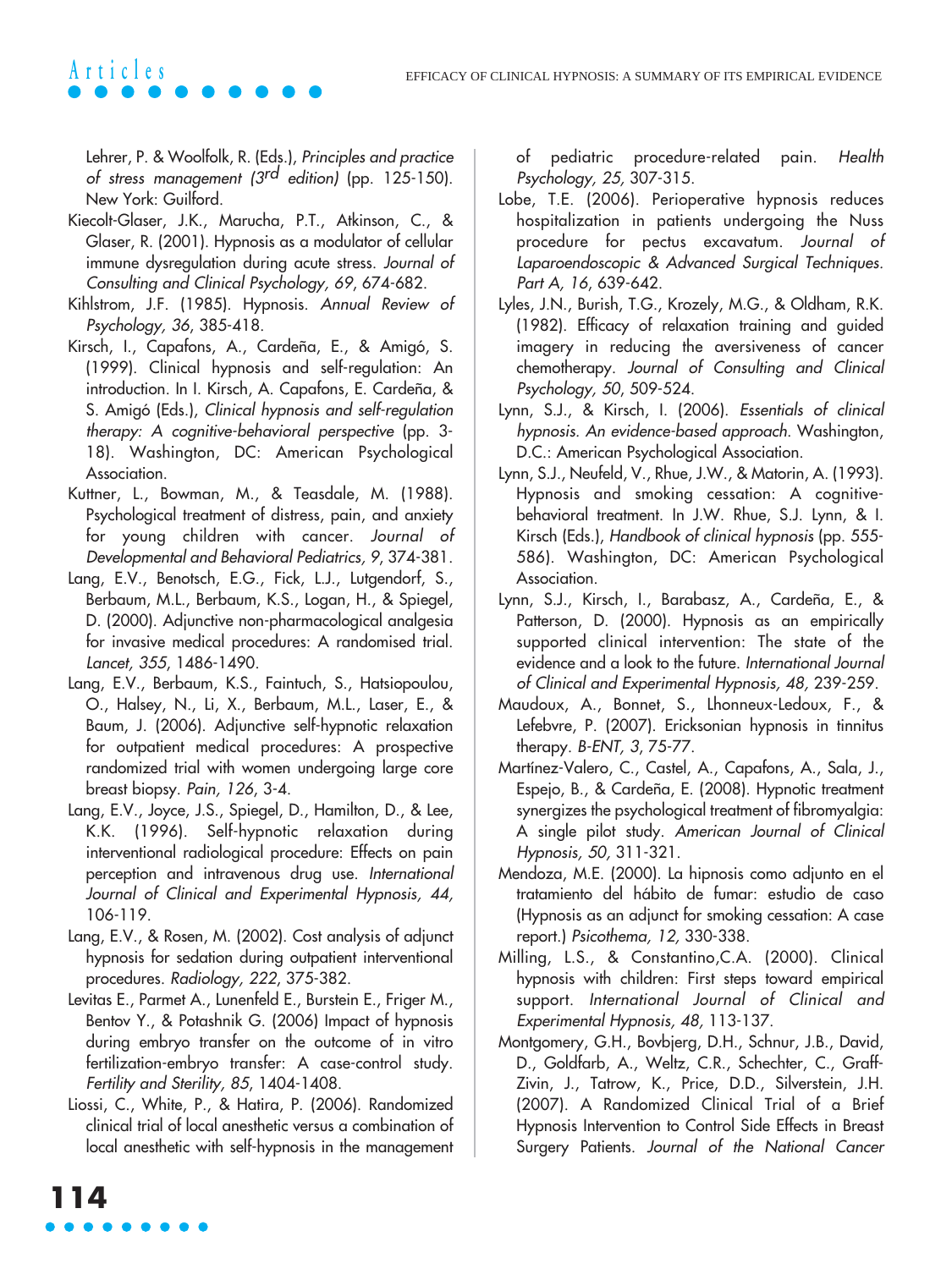Lehrer, P. & Woolfolk, R. (Eds.), *Principles and practice of stress management (3rd edition)* (pp. 125-150). New York: Guilford.

Kiecolt-Glaser, J.K., Marucha, P.T., Atkinson, C., & Glaser, R. (2001). Hypnosis as a modulator of cellular immune dysregulation during acute stress. *Journal of Consulting and Clinical Psychology, 69*, 674-682.

Kihlstrom, J.F. (1985). Hypnosis. *Annual Review of Psychology, 36*, 385-418.

Kirsch, I., Capafons, A., Cardeña, E., & Amigó, S. (1999). Clinical hypnosis and self-regulation: An introduction. In I. Kirsch, A. Capafons, E. Cardeña, & S. Amigó (Eds.), *Clinical hypnosis and self-regulation therapy: A cognitive-behavioral perspective* (pp. 3-18). Washington, DC: American Psychological Association.

Kuttner, L., Bowman, M., & Teasdale, M. (1988). Psychological treatment of distress, pain, and anxiety for young children with cancer. *Journal of Developmental and Behavioral Pediatrics, 9*, 374-381.

Lang, E.V., Benotsch, E.G., Fick, L.J., Lutgendorf, S., Berbaum, M.L., Berbaum, K.S., Logan, H., & Spiegel, D. (2000). Adjunctive non-pharmacological analgesia for invasive medical procedures: A randomised trial. *Lancet, 355*, 1486-1490.

Lang, E.V., Berbaum, K.S., Faintuch, S., Hatsiopoulou, O., Halsey, N., Li, X., Berbaum, M.L., Laser, E., & Baum, J. (2006). Adjunctive self-hypnotic relaxation for outpatient medical procedures: A prospective randomized trial with women undergoing large core breast biopsy. *Pain, 126*, 3-4.

Lang, E.V., Joyce, J.S., Spiegel, D., Hamilton, D., & Lee, K.K. (1996). Self-hypnotic relaxation during interventional radiological procedure: Effects on pain perception and intravenous drug use. *International Journal of Clinical and Experimental Hypnosis, 44*, 106-119.

Lang, E.V., & Rosen, M. (2002). Cost analysis of adjunct hypnosis for sedation during outpatient interventional procedures. *Radiology, 222*, 375-382.

Levitas E., Parmet A., Lunenfeld E., Burstein E., Friger M., Bentov Y., & Potashnik G. (2006) Impact of hypnosis during embryo transfer on the outcome of in vitro fertilization-embryo transfer: A case-control study. *Fertility and Sterility, 85*, 1404-1408.

Liossi, C., White, P., & Hatira, P. (2006). Randomized clinical trial of local anesthetic versus a combination of local anesthetic with self-hypnosis in the management of pediatric procedure-related pain. *Health Psychology, 25*, 307-315.

Lobe, T.E. (2006). Perioperative hypnosis reduces hospitalization in patients undergoing the Nuss procedure for pectus excavatum. *Journal of Laparoendoscopic & Advanced Surgical Techniques. Part A, 16*, 639-642.

Lyles, J.N., Burish, T.G., Krozely, M.G., & Oldham, R.K. (1982). Efficacy of relaxation training and guided imagery in reducing the aversiveness of cancer chemotherapy. *Journal of Consulting and Clinical Psychology, 50*, 509-524.

Lynn, S.J., & Kirsch, I. (2006). *Essentials of clinical hypnosis. An evidence-based approach*. Washington, D.C.: American Psychological Association.

Lynn, S.J., Neufeld, V., Rhue, J.W., & Matorin, A. (1993). Hypnosis and smoking cessation: A cognitive-behavioral treatment. In J.W. Rhue, S.J. Lynn, & I. Kirsch (Eds.), *Handbook of clinical hypnosis* (pp. 555-586). Washington, DC: American Psychological Association.

Lynn, S.J., Kirsch, I., Barabasz, A., Cardeña, E., & Patterson, D. (2000). Hypnosis as an empirically supported clinical intervention: The state of the evidence and a look to the future. *International Journal of Clinical and Experimental Hypnosis, 48*, 239-259.

Maudoux, A., Bonnet, S., Lhonneux-Ledoux, F., & Lefebvre, P. (2007). Ericksonian hypnosis in tinnitus therapy. *B-ENT, 3*, 75-77.

Martínez-Valero, C., Castel, A., Capafons, A., Sala, J., Espejo, B., & Cardeña, E. (2008). Hypnotic treatment synergizes the psychological treatment of fibromyalgia: A single pilot study. *American Journal of Clinical Hypnosis, 50*, 311-321.

Mendoza, M.E. (2000). La hipnosis como adjunto en el tratamiento del hábito de fumar: estudio de caso (Hypnosis as an adjunct for smoking cessation: A case report.) *Psicothema, 12*, 330-338.

Milling, L.S., & Constantino,C.A. (2000). Clinical hypnosis with children: First steps toward empirical support. *International Journal of Clinical and Experimental Hypnosis, 48*, 113-137.

Montgomery, G.H., Bovbjerg, D.H., Schnur, J.B., David, D., Goldfarb, A., Weltz, C.R., Schechter, C., Graff-Zivin, J., Tatrow, K., Price, D.D., Silverstein, J.H. (2007). A Randomized Clinical Trial of a Brief Hypnosis Intervention to Control Side Effects in Breast Surgery Patients. *Journal of the National Cancer*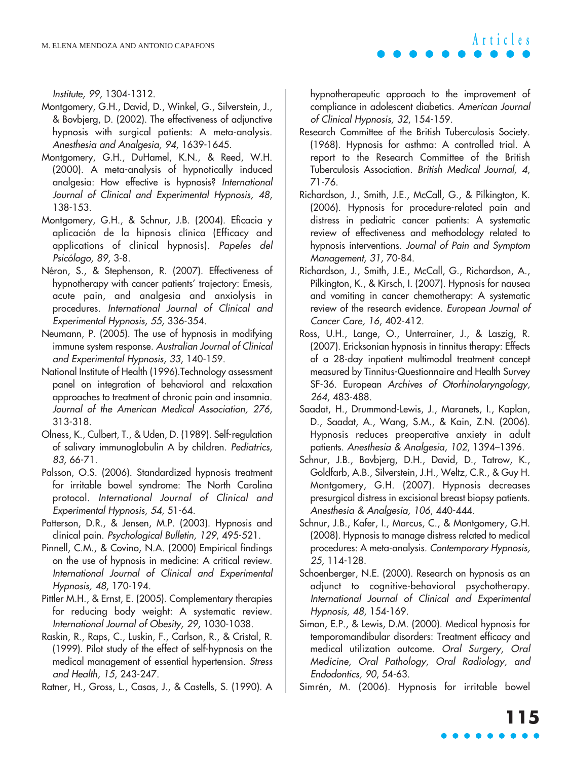*Institute, 99,* 1304-1312.

Montgomery, G.H., David, D., Winkel, G., Silverstein, J., & Bovbjerg, D. (2002). The effectiveness of adjunctive hypnosis with surgical patients: A meta-analysis. *Anesthesia and Analgesia, 94*, 1639-1645.

Montgomery, G.H., DuHamel, K.N., & Reed, W.H. (2000). A meta-analysis of hypnotically induced analgesia: How effective is hypnosis? *International Journal of Clinical and Experimental Hypnosis, 48*, 138-153.

Montgomery, G.H., & Schnur, J.B. (2004). Eficacia y aplicación de la hipnosis clínica (Efficacy and applications of clinical hypnosis). *Papeles del Psicólogo, 89,* 3-8.

Néron, S., & Stephenson, R. (2007). Effectiveness of hypnotherapy with cancer patients' trajectory: Emesis, acute pain, and analgesia and anxiolysis in procedures. *International Journal of Clinical and Experimental Hypnosis, 55,* 336-354.

Neumann, P. (2005). The use of hypnosis in modifying immune system response. *Australian Journal of Clinical and Experimental Hypnosis, 33*, 140-159.

National Institute of Health (1996).Technology assessment panel on integration of behavioral and relaxation approaches to treatment of chronic pain and insomnia. *Journal of the American Medical Association, 276*, 313-318.

Olness, K., Culbert, T., & Uden, D. (1989). Self-regulation of salivary immunoglobulin A by children. *Pediatrics, 83,* 66-71.

Palsson, O.S. (2006). Standardized hypnosis treatment for irritable bowel syndrome: The North Carolina protocol. *International Journal of Clinical and Experimental Hypnosis*, *54*, 51-64.

Patterson, D.R., & Jensen, M.P. (2003). Hypnosis and clinical pain. *Psychological Bulletin, 129*, 495-521.

Pinnell, C.M., & Covino, N.A. (2000) Empirical findings on the use of hypnosis in medicine: A critical review. *International Journal of Clinical and Experimental Hypnosis, 48*, 170-194.

Pittler M.H., & Ernst, E. (2005). Complementary therapies for reducing body weight: A systematic review. *International Journal of Obesity, 29*, 1030-1038.

Raskin, R., Raps, C., Luskin, F., Carlson, R., & Cristal, R. (1999). Pilot study of the effect of self-hypnosis on the medical management of essential hypertension. *Stress and Health, 15*, 243-247.

Ratner, H., Gross, L., Casas, J., & Castells, S. (1990). A hypnotherapeutic approach to the improvement of compliance in adolescent diabetics. *American Journal of Clinical Hypnosis, 32*, 154-159.

Research Committee of the British Tuberculosis Society. (1968). Hypnosis for asthma: A controlled trial. A report to the Research Committee of the British Tuberculosis Association. *British Medical Journal, 4*, 71-76.

Richardson, J., Smith, J.E., McCall, G., & Pilkington, K. (2006). Hypnosis for procedure-related pain and distress in pediatric cancer patients: A systematic review of effectiveness and methodology related to hypnosis interventions. *Journal of Pain and Symptom Management, 31*, 70-84.

Richardson, J., Smith, J.E., McCall, G., Richardson, A., Pilkington, K., & Kirsch, I. (2007). Hypnosis for nausea and vomiting in cancer chemotherapy: A systematic review of the research evidence. *European Journal of Cancer Care, 16*, 402-412.

Ross, U.H., Lange, O., Unterrainer, J., & Laszig, R. (2007). Ericksonian hypnosis in tinnitus therapy: Effects of a 28-day inpatient multimodal treatment concept measured by Tinnitus-Questionnaire and Health Survey SF-36. European *Archives of Otorhinolaryngology, 264*, 483-488.

Saadat, H., Drummond-Lewis, J., Maranets, I., Kaplan, D., Saadat, A., Wang, S.M., & Kain, Z.N. (2006). Hypnosis reduces preoperative anxiety in adult patients. *Anesthesia & Analgesia, 102*, 1394–1396.

Schnur, J.B., Bovbjerg, D.H., David, D., Tatrow, K., Goldfarb, A.B., Silverstein, J.H., Weltz, C.R., & Guy H. Montgomery, G.H. (2007). Hypnosis decreases presurgical distress in excisional breast biopsy patients. *Anesthesia & Analgesia, 106*, 440-444.

Schnur, J.B., Kafer, I., Marcus, C., & Montgomery, G.H. (2008). Hypnosis to manage distress related to medical procedures: A meta-analysis. *Contemporary Hypnosis, 25,* 114-128.

Schoenberger, N.E. (2000). Research on hypnosis as an adjunct to cognitive-behavioral psychotherapy. *International Journal of Clinical and Experimental Hypnosis, 48*, 154-169.

Simon, E.P., & Lewis, D.M. (2000). Medical hypnosis for temporomandibular disorders: Treatment efficacy and medical utilization outcome. *Oral Surgery, Oral Medicine, Oral Pathology, Oral Radiology, and Endodontics, 90*, 54-63.

Simrén, M. (2006). Hypnosis for irritable bowel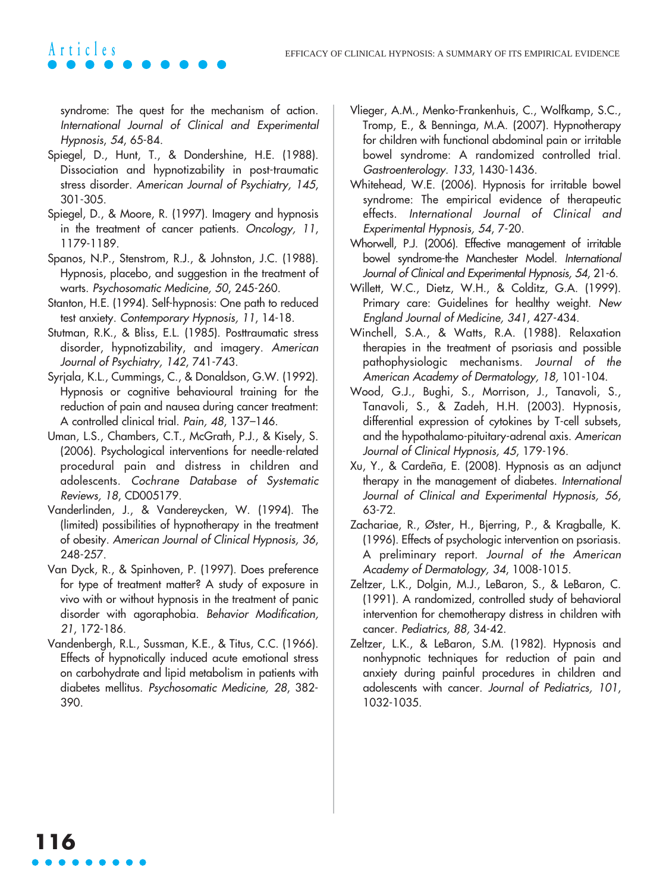syndrome: The quest for the mechanism of action. *International Journal of Clinical and Experimental Hypnosis, 54*, 65-84.

Spiegel, D., Hunt, T., & Dondershine, H.E. (1988). Dissociation and hypnotizability in post-traumatic stress disorder. *American Journal of Psychiatry, 145*, 301-305.

Spiegel, D., & Moore, R. (1997). Imagery and hypnosis in the treatment of cancer patients. *Oncology, 11*, 1179-1189.

Spanos, N.P., Stenstrom, R.J., & Johnston, J.C. (1988). Hypnosis, placebo, and suggestion in the treatment of warts. *Psychosomatic Medicine, 50*, 245-260.

Stanton, H.E. (1994). Self-hypnosis: One path to reduced test anxiety. *Contemporary Hypnosis, 11*, 14-18.

Stutman, R.K., & Bliss, E.L. (1985). Posttraumatic stress disorder, hypnotizability, and imagery. *American Journal of Psychiatry, 142*, 741-743.

Syrjala, K.L., Cummings, C., & Donaldson, G.W. (1992). Hypnosis or cognitive behavioural training for the reduction of pain and nausea during cancer treatment: A controlled clinical trial. *Pain, 48*, 137–146.

Uman, L.S., Chambers, C.T., McGrath, P.J., & Kisely, S. (2006). Psychological interventions for needle-related procedural pain and distress in children and adolescents. *Cochrane Database of Systematic Reviews, 18*, CD005179.

Vanderlinden, J., & Vandereycken, W. (1994). The (limited) possibilities of hypnotherapy in the treatment of obesity. *American Journal of Clinical Hypnosis, 36*, 248-257.

Van Dyck, R., & Spinhoven, P. (1997). Does preference for type of treatment matter? A study of exposure in vivo with or without hypnosis in the treatment of panic disorder with agoraphobia. *Behavior Modification, 21*, 172-186.

Vandenbergh, R.L., Sussman, K.E., & Titus, C.C. (1966). Effects of hypnotically induced acute emotional stress on carbohydrate and lipid metabolism in patients with diabetes mellitus. *Psychosomatic Medicine, 28*, 382-390.

Vlieger, A.M., Menko-Frankenhuis, C., Wolfkamp, S.C., Tromp, E., & Benninga, M.A. (2007). Hypnotherapy for children with functional abdominal pain or irritable bowel syndrome: A randomized controlled trial. *Gastroenterology. 133*, 1430-1436.

Whitehead, W.E. (2006). Hypnosis for irritable bowel syndrome: The empirical evidence of therapeutic effects. *International Journal of Clinical and Experimental Hypnosis, 54*, 7-20.

Whorwell, P.J. (2006). Effective management of irritable bowel syndrome-the Manchester Model. *International Journal of Clinical and Experimental Hypnosis, 54*, 21-6.

Willett, W.C., Dietz, W.H., & Colditz, G.A. (1999). Primary care: Guidelines for healthy weight. *New England Journal of Medicine, 341*, 427-434.

Winchell, S.A., & Watts, R.A. (1988). Relaxation therapies in the treatment of psoriasis and possible pathophysiologic mechanisms. *Journal of the American Academy of Dermatology, 18*, 101-104.

Wood, G.J., Bughi, S., Morrison, J., Tanavoli, S., Tanavoli, S., & Zadeh, H.H. (2003). Hypnosis, differential expression of cytokines by T-cell subsets, and the hypothalamo-pituitary-adrenal axis. *American Journal of Clinical Hypnosis, 45*, 179-196.

Xu, Y., & Cardeña, E. (2008). Hypnosis as an adjunct therapy in the management of diabetes. *International Journal of Clinical and Experimental Hypnosis, 56*, 63-72.

Zachariae, R., Øster, H., Bjerring, P., & Kragballe, K. (1996). Effects of psychologic intervention on psoriasis. A preliminary report. *Journal of the American Academy of Dermatology, 34*, 1008-1015.

Zeltzer, L.K., Dolgin, M.J., LeBaron, S., & LeBaron, C. (1991). A randomized, controlled study of behavioral intervention for chemotherapy distress in children with cancer. *Pediatrics, 88*, 34-42.

Zeltzer, L.K., & LeBaron, S.M. (1982). Hypnosis and nonhypnotic techniques for reduction of pain and anxiety during painful procedures in children and adolescents with cancer. *Journal of Pediatrics, 101*, 1032-1035.